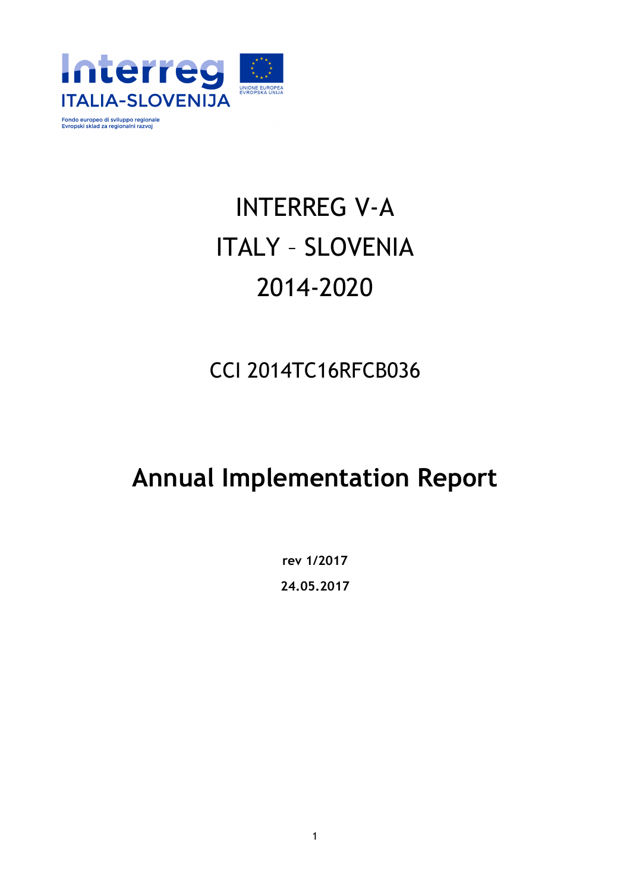Interreg ITALIA-SLOVENIJA

UNIONE EUROPEA
EVROPSKA UNIJA

Fondo europeo di sviluppo regionale
Evropski sklad za regionalni razvoj

# INTERREG V-A
# ITALY – SLOVENIA
# 2014-2020

## CCI 2014TC16RFCB036

# Annual Implementation Report

**rev 1/2017**

**24.05.2017**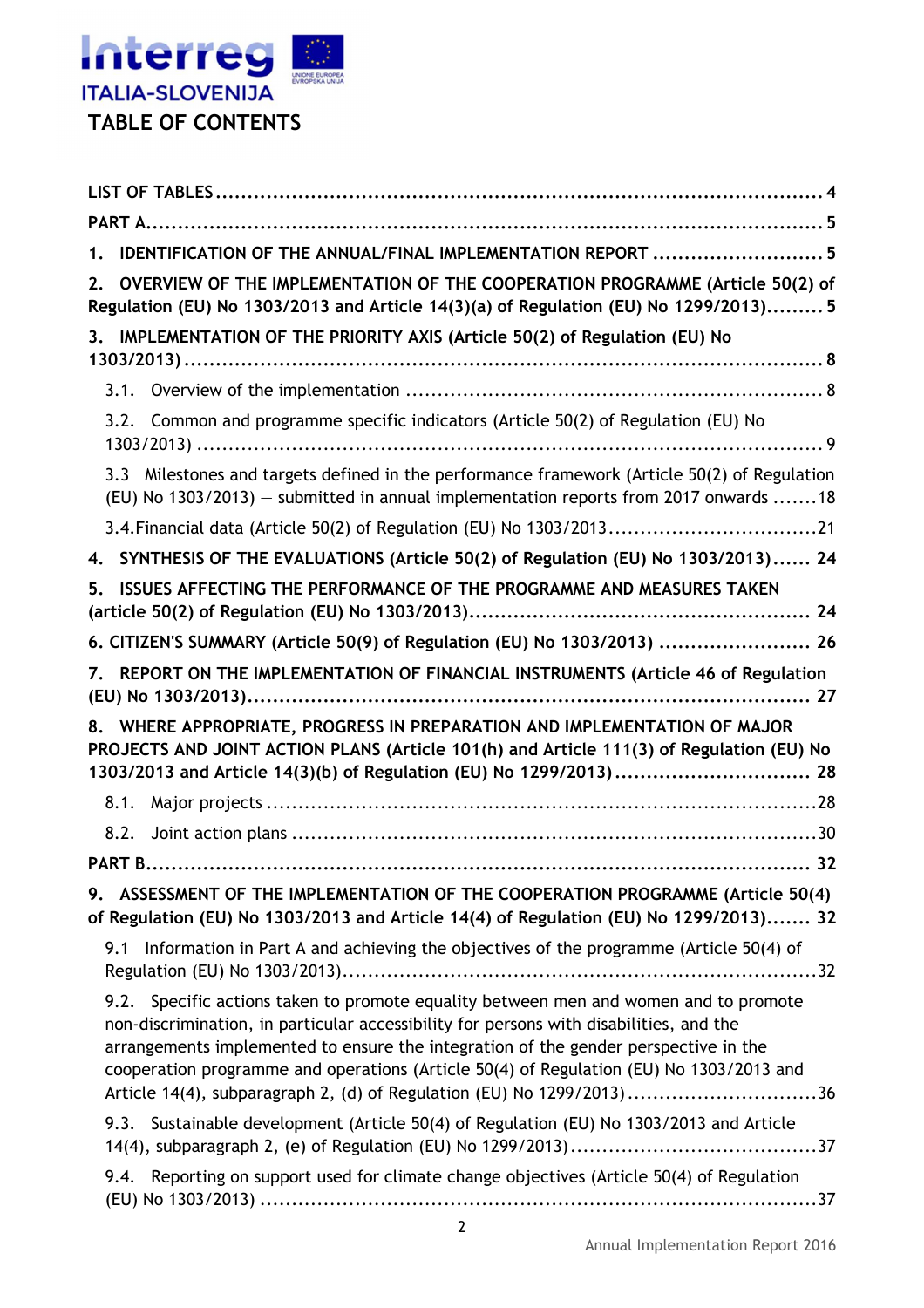# TABLE OF CONTENTS

LIST OF TABLES .................................................................................................. 4

PART A.................................................................................................................. 5

1. IDENTIFICATION OF THE ANNUAL/FINAL IMPLEMENTATION REPORT ........................... 5

2. OVERVIEW OF THE IMPLEMENTATION OF THE COOPERATION PROGRAMME (Article 50(2) of Regulation (EU) No 1303/2013 and Article 14(3)(a) of Regulation (EU) No 1299/2013)......... 5

3. IMPLEMENTATION OF THE PRIORITY AXIS (Article 50(2) of Regulation (EU) No 1303/2013) .......................................................................................................... 8

3.1. Overview of the implementation ................................................................. 8

3.2. Common and programme specific indicators (Article 50(2) of Regulation (EU) No 1303/2013) .......................................................................................................... 9

3.3 Milestones and targets defined in the performance framework (Article 50(2) of Regulation (EU) No 1303/2013) — submitted in annual implementation reports from 2017 onwards .......18

3.4. Financial data (Article 50(2) of Regulation (EU) No 1303/2013.................................21

4. SYNTHESIS OF THE EVALUATIONS (Article 50(2) of Regulation (EU) No 1303/2013)...... 24

5. ISSUES AFFECTING THE PERFORMANCE OF THE PROGRAMME AND MEASURES TAKEN (article 50(2) of Regulation (EU) No 1303/2013)...................................................... 24

6. CITIZEN'S SUMMARY (Article 50(9) of Regulation (EU) No 1303/2013) ........................ 26

7. REPORT ON THE IMPLEMENTATION OF FINANCIAL INSTRUMENTS (Article 46 of Regulation (EU) No 1303/2013)........................................................................................ 27

8. WHERE APPROPRIATE, PROGRESS IN PREPARATION AND IMPLEMENTATION OF MAJOR PROJECTS AND JOINT ACTION PLANS (Article 101(h) and Article 111(3) of Regulation (EU) No 1303/2013 and Article 14(3)(b) of Regulation (EU) No 1299/2013) ............................... 28

8.1. Major projects ..........................................................................................28

8.2. Joint action plans .....................................................................................30

PART B................................................................................................................ 32

9. ASSESSMENT OF THE IMPLEMENTATION OF THE COOPERATION PROGRAMME (Article 50(4) of Regulation (EU) No 1303/2013 and Article 14(4) of Regulation (EU) No 1299/2013)....... 32

9.1 Information in Part A and achieving the objectives of the programme (Article 50(4) of Regulation (EU) No 1303/2013)...........................................................................32

9.2. Specific actions taken to promote equality between men and women and to promote non-discrimination, in particular accessibility for persons with disabilities, and the arrangements implemented to ensure the integration of the gender perspective in the cooperation programme and operations (Article 50(4) of Regulation (EU) No 1303/2013 and Article 14(4), subparagraph 2, (d) of Regulation (EU) No 1299/2013)..............................36

9.3. Sustainable development (Article 50(4) of Regulation (EU) No 1303/2013 and Article 14(4), subparagraph 2, (e) of Regulation (EU) No 1299/2013).......................................37

9.4. Reporting on support used for climate change objectives (Article 50(4) of Regulation (EU) No 1303/2013) ..........................................................................................37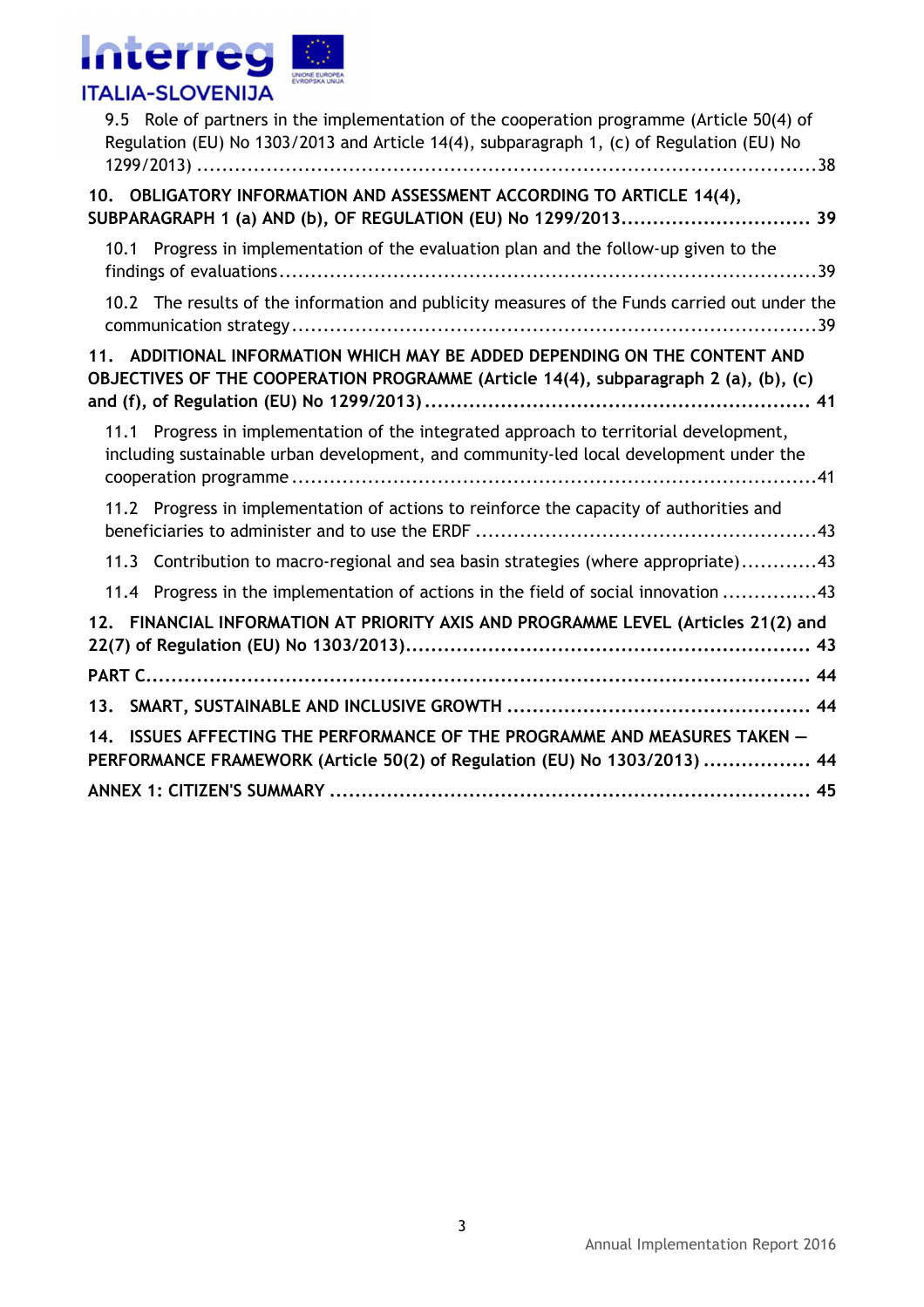9.5 Role of partners in the implementation of the cooperation programme (Article 50(4) of Regulation (EU) No 1303/2013 and Article 14(4), subparagraph 1, (c) of Regulation (EU) No 1299/2013) ....................................................................................... 38

**10. OBLIGATORY INFORMATION AND ASSESSMENT ACCORDING TO ARTICLE 14(4), SUBPARAGRAPH 1 (a) AND (b), OF REGULATION (EU) No 1299/2013.............................. 39**

10.1 Progress in implementation of the evaluation plan and the follow-up given to the findings of evaluations ..................................................................................... 39

10.2 The results of the information and publicity measures of the Funds carried out under the communication strategy ................................................................................... 39

**11. ADDITIONAL INFORMATION WHICH MAY BE ADDED DEPENDING ON THE CONTENT AND OBJECTIVES OF THE COOPERATION PROGRAMME (Article 14(4), subparagraph 2 (a), (b), (c) and (f), of Regulation (EU) No 1299/2013) ............................................................. 41**

11.1 Progress in implementation of the integrated approach to territorial development, including sustainable urban development, and community-led local development under the cooperation programme ................................................................................... 41

11.2 Progress in implementation of actions to reinforce the capacity of authorities and beneficiaries to administer and to use the ERDF ..................................................... 43

11.3 Contribution to macro-regional and sea basin strategies (where appropriate)............ 43

11.4 Progress in the implementation of actions in the field of social innovation ............... 43

**12. FINANCIAL INFORMATION AT PRIORITY AXIS AND PROGRAMME LEVEL (Articles 21(2) and 22(7) of Regulation (EU) No 1303/2013)................................................................ 43**

**PART C.......................................................................................................... 44**

**13. SMART, SUSTAINABLE AND INCLUSIVE GROWTH ................................................ 44**

**14. ISSUES AFFECTING THE PERFORMANCE OF THE PROGRAMME AND MEASURES TAKEN — PERFORMANCE FRAMEWORK (Article 50(2) of Regulation (EU) No 1303/2013) ................. 44**

**ANNEX 1: CITIZEN'S SUMMARY ........................................................................... 45**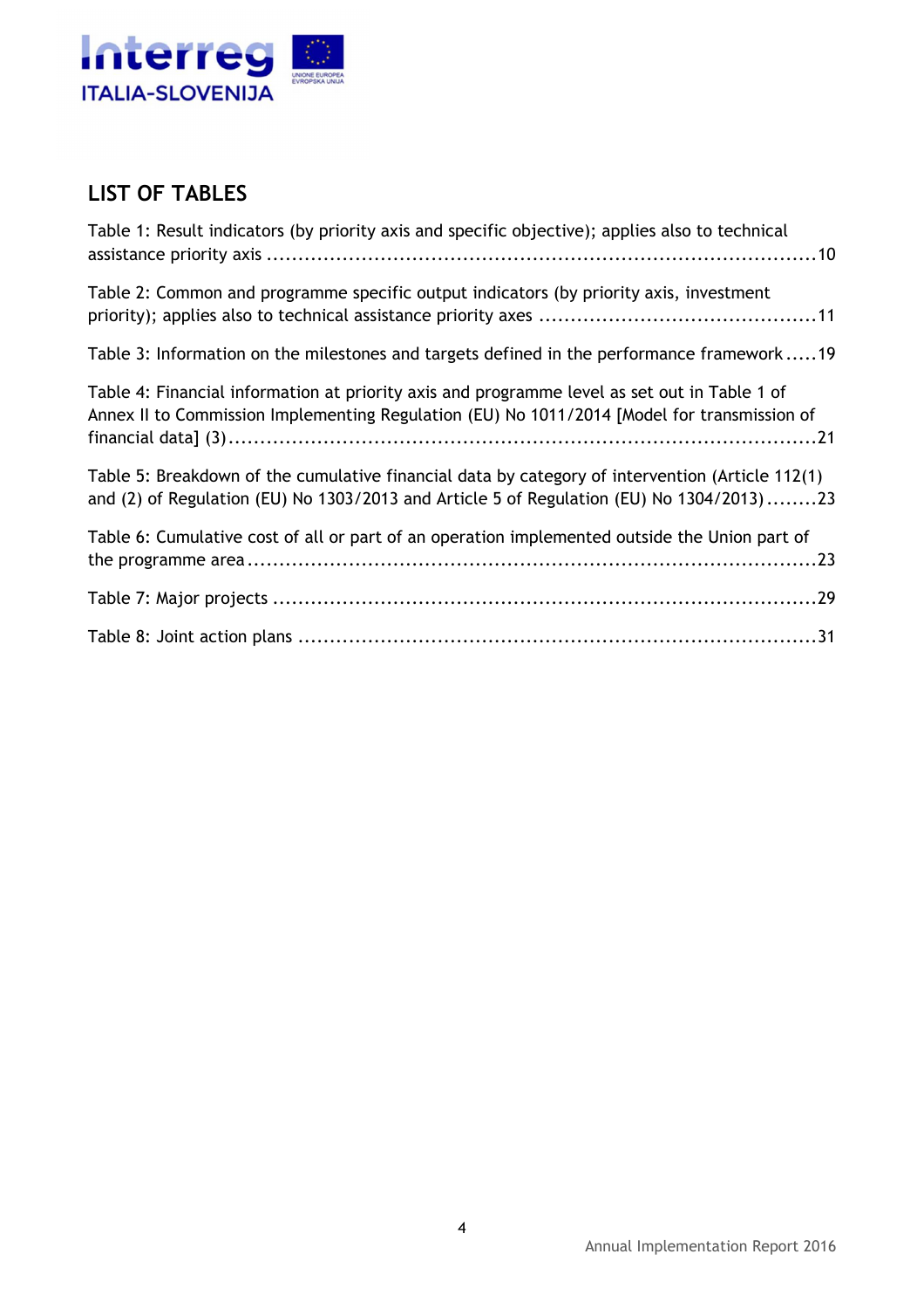# LIST OF TABLES

Table 1: Result indicators (by priority axis and specific objective); applies also to technical assistance priority axis ........................................................................................10

Table 2: Common and programme specific output indicators (by priority axis, investment priority); applies also to technical assistance priority axes ............................................11

Table 3: Information on the milestones and targets defined in the performance framework .....19

Table 4: Financial information at priority axis and programme level as set out in Table 1 of Annex II to Commission Implementing Regulation (EU) No 1011/2014 [Model for transmission of financial data] (3)..................................................................................................21

Table 5: Breakdown of the cumulative financial data by category of intervention (Article 112(1) and (2) of Regulation (EU) No 1303/2013 and Article 5 of Regulation (EU) No 1304/2013) ........23

Table 6: Cumulative cost of all or part of an operation implemented outside the Union part of the programme area ..............................................................................................23

Table 7: Major projects ..........................................................................................29

Table 8: Joint action plans .....................................................................................31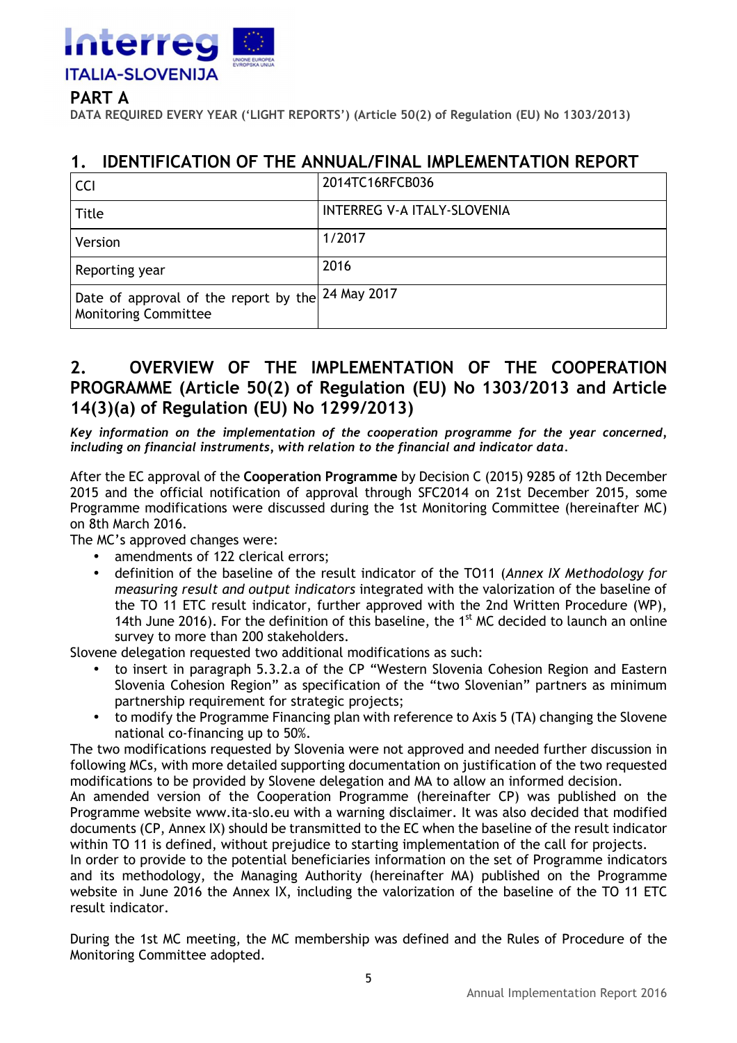# PART A

**DATA REQUIRED EVERY YEAR ('LIGHT REPORTS') (Article 50(2) of Regulation (EU) No 1303/2013)**

## 1. IDENTIFICATION OF THE ANNUAL/FINAL IMPLEMENTATION REPORT

| CCI | 2014TC16RFCB036 |
|---|---|
| Title | INTERREG V-A ITALY-SLOVENIA |
| Version | 1/2017 |
| Reporting year | 2016 |
| Date of approval of the report by the Monitoring Committee | 24 May 2017 |

## 2. OVERVIEW OF THE IMPLEMENTATION OF THE COOPERATION PROGRAMME (Article 50(2) of Regulation (EU) No 1303/2013 and Article 14(3)(a) of Regulation (EU) No 1299/2013)

***Key information on the implementation of the cooperation programme for the year concerned, including on financial instruments, with relation to the financial and indicator data.***

After the EC approval of the **Cooperation Programme** by Decision C (2015) 9285 of 12th December 2015 and the official notification of approval through SFC2014 on 21st December 2015, some Programme modifications were discussed during the 1st Monitoring Committee (hereinafter MC) on 8th March 2016.

The MC's approved changes were:

- amendments of 122 clerical errors;
- definition of the baseline of the result indicator of the TO11 (*Annex IX Methodology for measuring result and output indicators* integrated with the valorization of the baseline of the TO 11 ETC result indicator, further approved with the 2nd Written Procedure (WP), 14th June 2016). For the definition of this baseline, the 1st MC decided to launch an online survey to more than 200 stakeholders.

Slovene delegation requested two additional modifications as such:

- to insert in paragraph 5.3.2.a of the CP "Western Slovenia Cohesion Region and Eastern Slovenia Cohesion Region" as specification of the "two Slovenian" partners as minimum partnership requirement for strategic projects;
- to modify the Programme Financing plan with reference to Axis 5 (TA) changing the Slovene national co-financing up to 50%.

The two modifications requested by Slovenia were not approved and needed further discussion in following MCs, with more detailed supporting documentation on justification of the two requested modifications to be provided by Slovene delegation and MA to allow an informed decision.

An amended version of the Cooperation Programme (hereinafter CP) was published on the Programme website www.ita-slo.eu with a warning disclaimer. It was also decided that modified documents (CP, Annex IX) should be transmitted to the EC when the baseline of the result indicator within TO 11 is defined, without prejudice to starting implementation of the call for projects.

In order to provide to the potential beneficiaries information on the set of Programme indicators and its methodology, the Managing Authority (hereinafter MA) published on the Programme website in June 2016 the Annex IX, including the valorization of the baseline of the TO 11 ETC result indicator.

During the 1st MC meeting, the MC membership was defined and the Rules of Procedure of the Monitoring Committee adopted.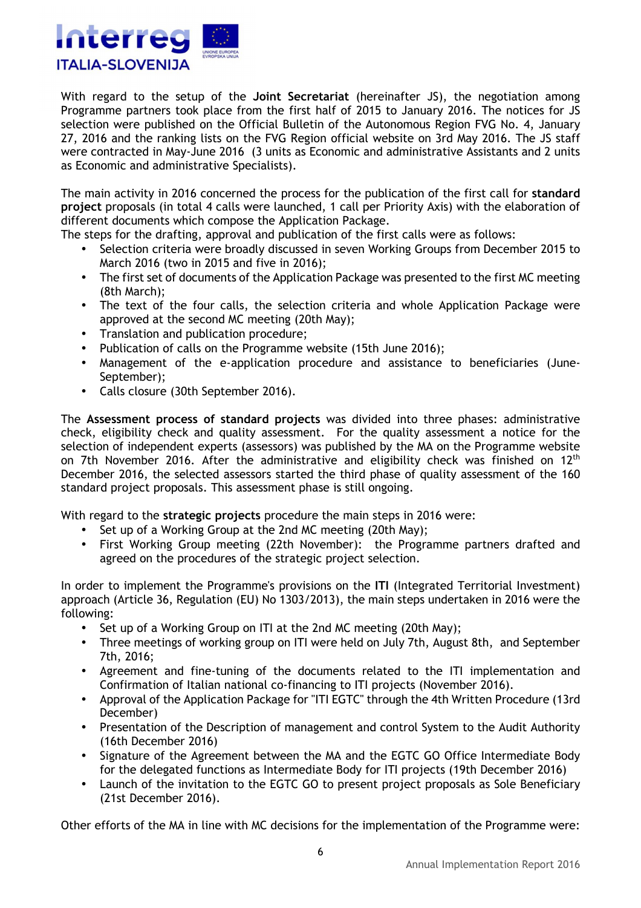With regard to the setup of the **Joint Secretariat** (hereinafter JS), the negotiation among Programme partners took place from the first half of 2015 to January 2016. The notices for JS selection were published on the Official Bulletin of the Autonomous Region FVG No. 4, January 27, 2016 and the ranking lists on the FVG Region official website on 3rd May 2016. The JS staff were contracted in May-June 2016 (3 units as Economic and administrative Assistants and 2 units as Economic and administrative Specialists).

The main activity in 2016 concerned the process for the publication of the first call for **standard project** proposals (in total 4 calls were launched, 1 call per Priority Axis) with the elaboration of different documents which compose the Application Package.
The steps for the drafting, approval and publication of the first calls were as follows:

- Selection criteria were broadly discussed in seven Working Groups from December 2015 to March 2016 (two in 2015 and five in 2016);
- The first set of documents of the Application Package was presented to the first MC meeting (8th March);
- The text of the four calls, the selection criteria and whole Application Package were approved at the second MC meeting (20th May);
- Translation and publication procedure;
- Publication of calls on the Programme website (15th June 2016);
- Management of the e-application procedure and assistance to beneficiaries (June-September);
- Calls closure (30th September 2016).

The **Assessment process of standard projects** was divided into three phases: administrative check, eligibility check and quality assessment. For the quality assessment a notice for the selection of independent experts (assessors) was published by the MA on the Programme website on 7th November 2016. After the administrative and eligibility check was finished on 12th December 2016, the selected assessors started the third phase of quality assessment of the 160 standard project proposals. This assessment phase is still ongoing.

With regard to the **strategic projects** procedure the main steps in 2016 were:

- Set up of a Working Group at the 2nd MC meeting (20th May);
- First Working Group meeting (22th November): the Programme partners drafted and agreed on the procedures of the strategic project selection.

In order to implement the Programme's provisions on the **ITI** (Integrated Territorial Investment) approach (Article 36, Regulation (EU) No 1303/2013), the main steps undertaken in 2016 were the following:

- Set up of a Working Group on ITI at the 2nd MC meeting (20th May);
- Three meetings of working group on ITI were held on July 7th, August 8th, and September 7th, 2016;
- Agreement and fine-tuning of the documents related to the ITI implementation and Confirmation of Italian national co-financing to ITI projects (November 2016).
- Approval of the Application Package for "ITI EGTC" through the 4th Written Procedure (13rd December)
- Presentation of the Description of management and control System to the Audit Authority (16th December 2016)
- Signature of the Agreement between the MA and the EGTC GO Office Intermediate Body for the delegated functions as Intermediate Body for ITI projects (19th December 2016)
- Launch of the invitation to the EGTC GO to present project proposals as Sole Beneficiary (21st December 2016).

Other efforts of the MA in line with MC decisions for the implementation of the Programme were: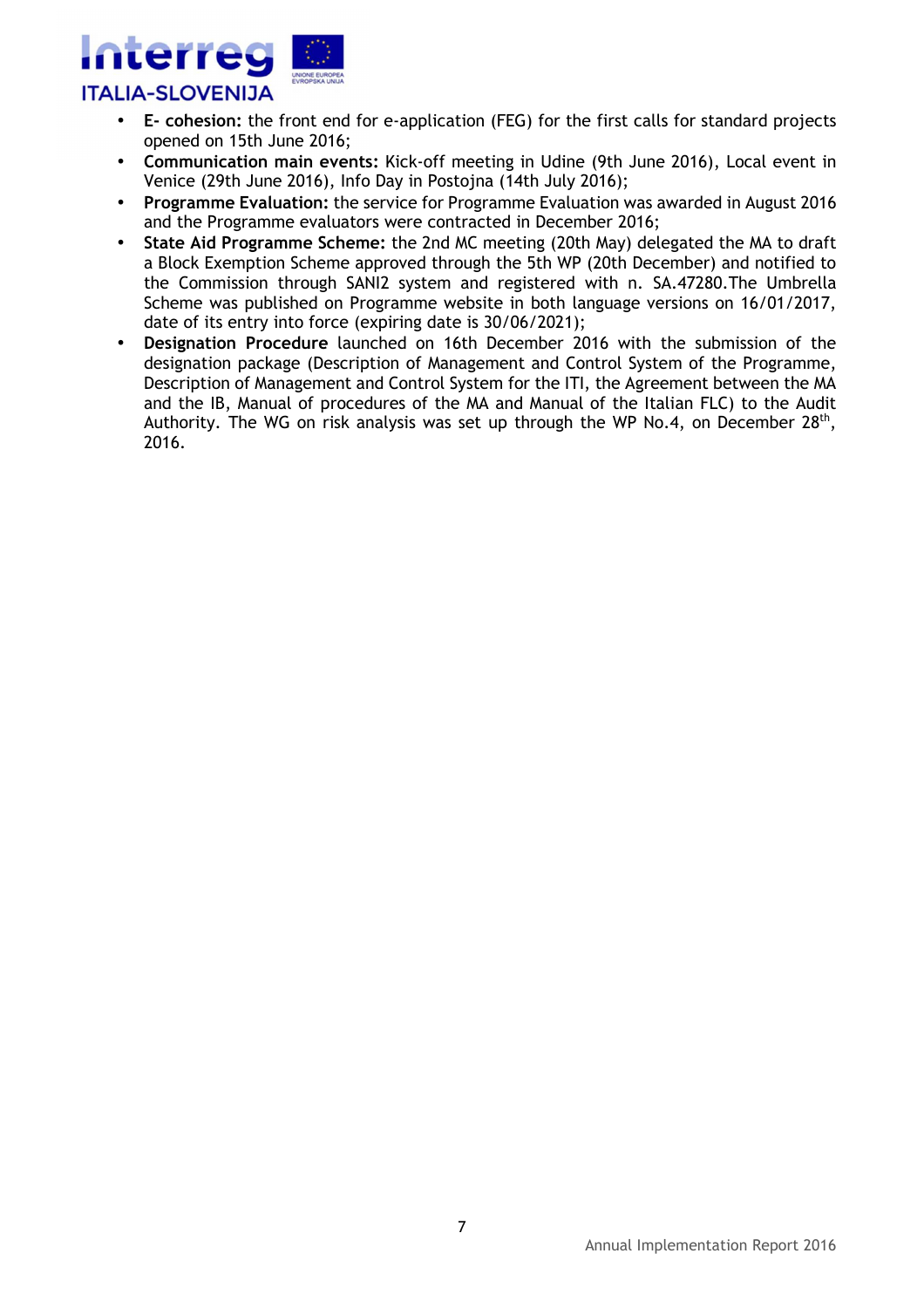- **E- cohesion:** the front end for e-application (FEG) for the first calls for standard projects opened on 15th June 2016;
- **Communication main events:** Kick-off meeting in Udine (9th June 2016), Local event in Venice (29th June 2016), Info Day in Postojna (14th July 2016);
- **Programme Evaluation:** the service for Programme Evaluation was awarded in August 2016 and the Programme evaluators were contracted in December 2016;
- **State Aid Programme Scheme:** the 2nd MC meeting (20th May) delegated the MA to draft a Block Exemption Scheme approved through the 5th WP (20th December) and notified to the Commission through SANI2 system and registered with n. SA.47280.The Umbrella Scheme was published on Programme website in both language versions on 16/01/2017, date of its entry into force (expiring date is 30/06/2021);
- **Designation Procedure** launched on 16th December 2016 with the submission of the designation package (Description of Management and Control System of the Programme, Description of Management and Control System for the ITI, the Agreement between the MA and the IB, Manual of procedures of the MA and Manual of the Italian FLC) to the Audit Authority. The WG on risk analysis was set up through the WP No.4, on December 28th, 2016.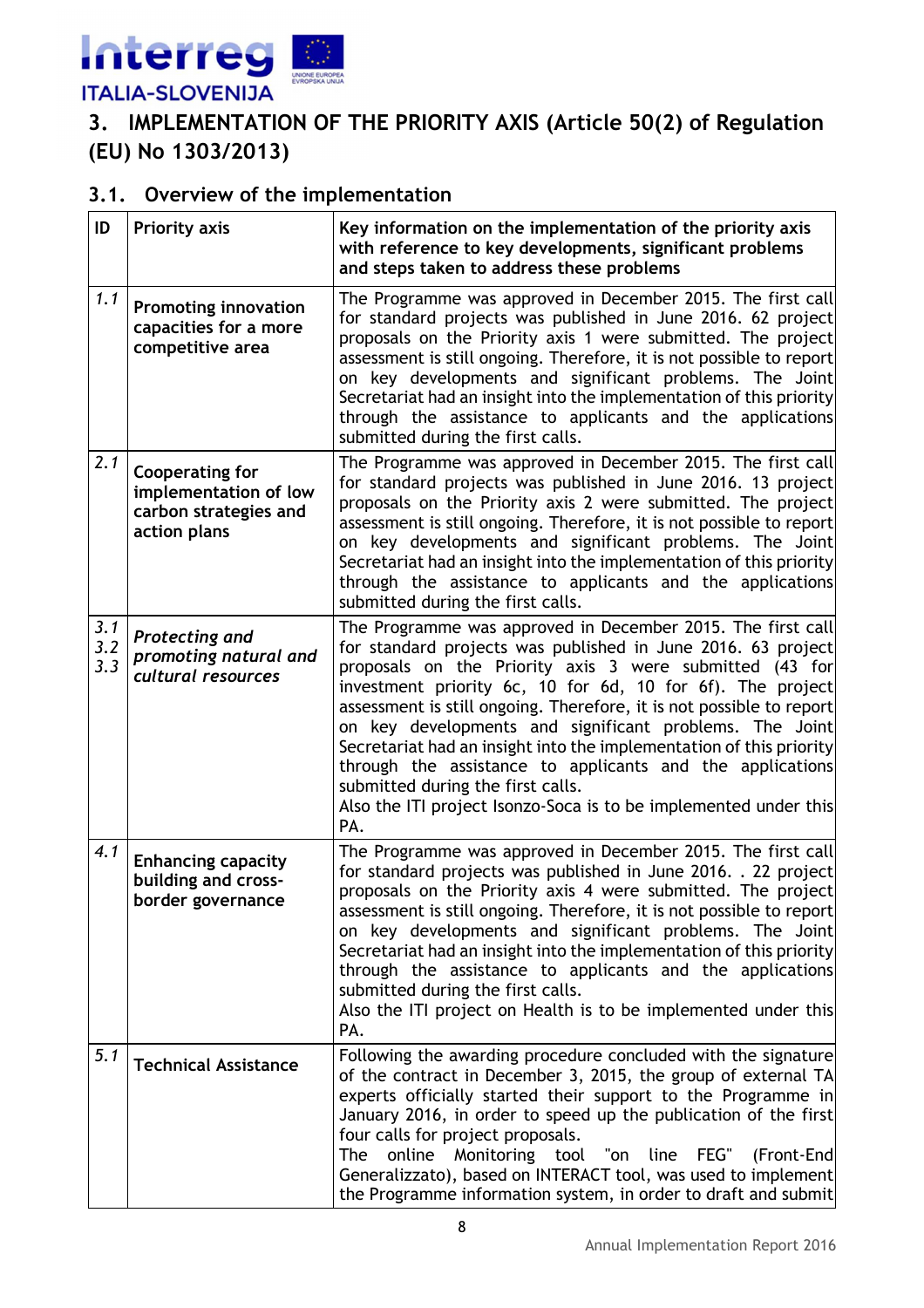## 3. IMPLEMENTATION OF THE PRIORITY AXIS (Article 50(2) of Regulation (EU) No 1303/2013)

### 3.1. Overview of the implementation

| ID | Priority axis | Key information on the implementation of the priority axis with reference to key developments, significant problems and steps taken to address these problems |
|---|---|---|
| *1.1* | **Promoting innovation capacities for a more competitive area** | The Programme was approved in December 2015. The first call for standard projects was published in June 2016. 62 project proposals on the Priority axis 1 were submitted. The project assessment is still ongoing. Therefore, it is not possible to report on key developments and significant problems. The Joint Secretariat had an insight into the implementation of this priority through the assistance to applicants and the applications submitted during the first calls. |
| *2.1* | **Cooperating for implementation of low carbon strategies and action plans** | The Programme was approved in December 2015. The first call for standard projects was published in June 2016. 13 project proposals on the Priority axis 2 were submitted. The project assessment is still ongoing. Therefore, it is not possible to report on key developments and significant problems. The Joint Secretariat had an insight into the implementation of this priority through the assistance to applicants and the applications submitted during the first calls. |
| *3.1 3.2 3.3* | ***Protecting and promoting natural and cultural resources*** | The Programme was approved in December 2015. The first call for standard projects was published in June 2016. 63 project proposals on the Priority axis 3 were submitted (43 for investment priority 6c, 10 for 6d, 10 for 6f). The project assessment is still ongoing. Therefore, it is not possible to report on key developments and significant problems. The Joint Secretariat had an insight into the implementation of this priority through the assistance to applicants and the applications submitted during the first calls.<br>Also the ITI project Isonzo-Soca is to be implemented under this PA. |
| *4.1* | **Enhancing capacity building and cross-border governance** | The Programme was approved in December 2015. The first call for standard projects was published in June 2016. . 22 project proposals on the Priority axis 4 were submitted. The project assessment is still ongoing. Therefore, it is not possible to report on key developments and significant problems. The Joint Secretariat had an insight into the implementation of this priority through the assistance to applicants and the applications submitted during the first calls.<br>Also the ITI project on Health is to be implemented under this PA. |
| *5.1* | **Technical Assistance** | Following the awarding procedure concluded with the signature of the contract in December 3, 2015, the group of external TA experts officially started their support to the Programme in January 2016, in order to speed up the publication of the first four calls for project proposals.<br>The online Monitoring tool "on line FEG" (Front-End Generalizzato), based on INTERACT tool, was used to implement the Programme information system, in order to draft and submit |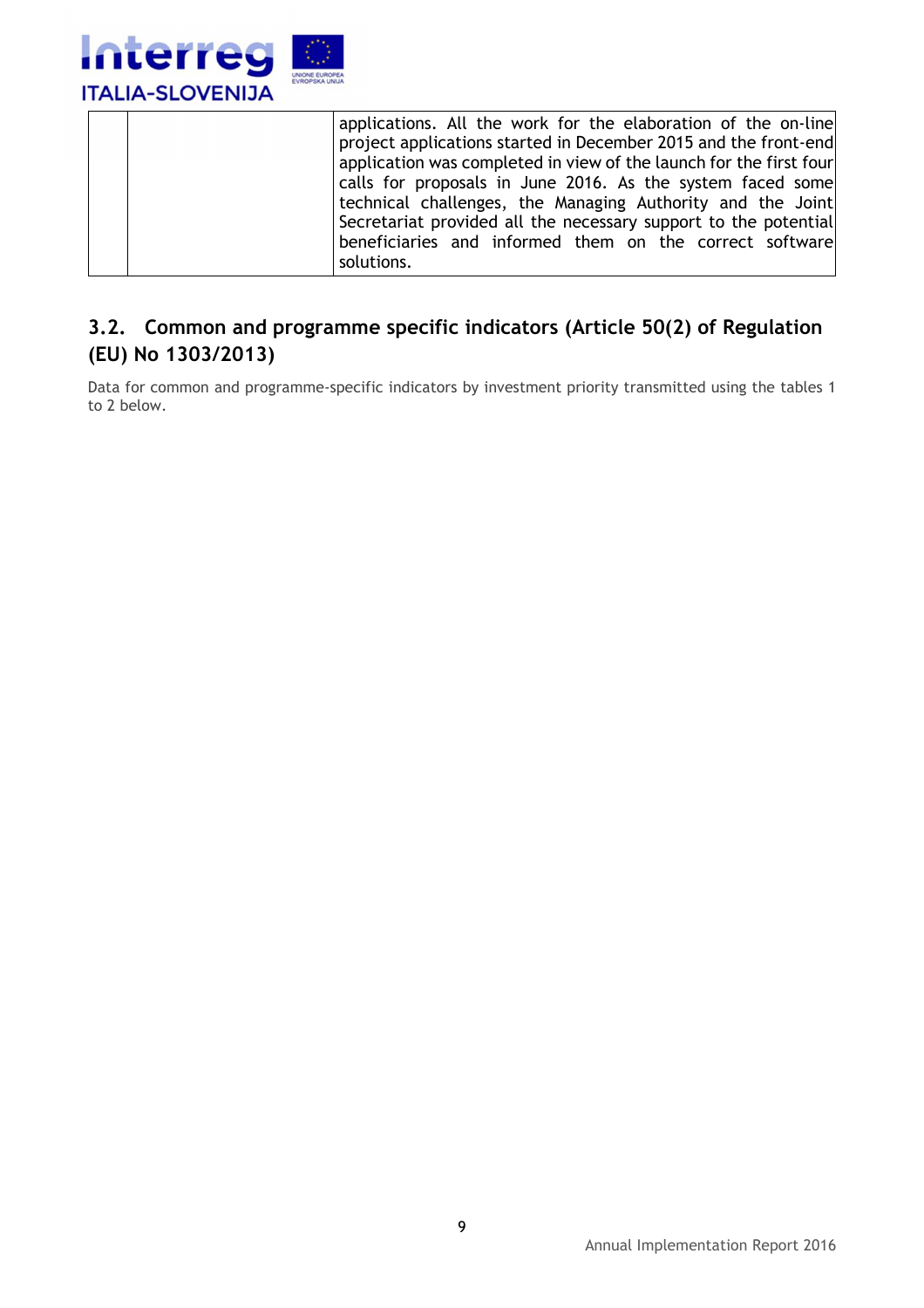| | | |
|---|---|---|
| | | applications. All the work for the elaboration of the on-line project applications started in December 2015 and the front-end application was completed in view of the launch for the first four calls for proposals in June 2016. As the system faced some technical challenges, the Managing Authority and the Joint Secretariat provided all the necessary support to the potential beneficiaries and informed them on the correct software solutions. |

## 3.2. Common and programme specific indicators (Article 50(2) of Regulation (EU) No 1303/2013)

Data for common and programme-specific indicators by investment priority transmitted using the tables 1 to 2 below.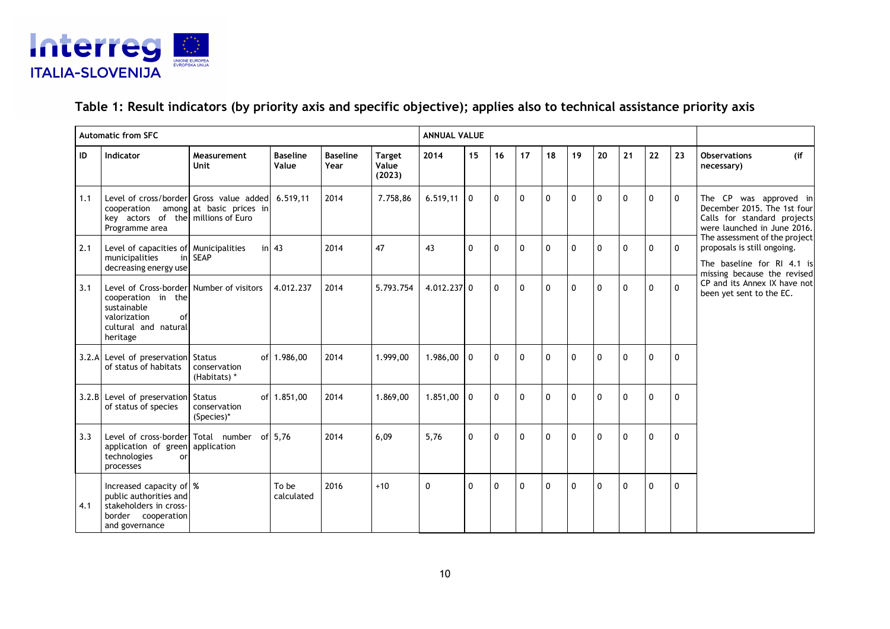## Table 1: Result indicators (by priority axis and specific objective); applies also to technical assistance priority axis

| Automatic from SFC | | | | | | ANNUAL VALUE | | | | | | | | | | | |
|---|---|---|---|---|---|---|---|---|---|---|---|---|---|---|---|---|---|
| ID | Indicator | Measurement Unit | Baseline Value | Baseline Year | Target Value (2023) | 2014 | 15 | 16 | 17 | 18 | 19 | 20 | 21 | 22 | 23 | Observations (if necessary) |
| 1.1 | Level of cross/border cooperation among key actors of the Programme area | Gross value added at basic prices in millions of Euro | 6.519,11 | 2014 | 7.758,86 | 6.519,11 | 0 | 0 | 0 | 0 | 0 | 0 | 0 | 0 | 0 | The CP was approved in December 2015. The 1st four Calls for standard projects were launched in June 2016. The assessment of the project proposals is still ongoing. The baseline for RI 4.1 is missing because the revised CP and its Annex IX have not been yet sent to the EC. |
| 2.1 | Level of capacities of municipalities decreasing energy use | Municipalities in SEAP | 43 | 2014 | 47 | 43 | 0 | 0 | 0 | 0 | 0 | 0 | 0 | 0 | 0 | |
| 3.1 | Level of Cross-border cooperation in the sustainable valorization of cultural and natural heritage | Number of visitors | 4.012.237 | 2014 | 5.793.754 | 4.012.237 | 0 | 0 | 0 | 0 | 0 | 0 | 0 | 0 | 0 | |
| 3.2.A | Level of preservation of status of habitats | Status of conservation (Habitats) * | 1.986,00 | 2014 | 1.999,00 | 1.986,00 | 0 | 0 | 0 | 0 | 0 | 0 | 0 | 0 | 0 | |
| 3.2.B | Level of preservation of status of species | Status of conservation (Species)* | 1.851,00 | 2014 | 1.869,00 | 1.851,00 | 0 | 0 | 0 | 0 | 0 | 0 | 0 | 0 | 0 | |
| 3.3 | Level of cross-border application of green technologies or processes | Total number of application | 5,76 | 2014 | 6,09 | 5,76 | 0 | 0 | 0 | 0 | 0 | 0 | 0 | 0 | 0 | |
| 4.1 | Increased capacity of public authorities and stakeholders in cross-border cooperation and governance | % | To be calculated | 2016 | +10 | 0 | 0 | 0 | 0 | 0 | 0 | 0 | 0 | 0 | 0 | |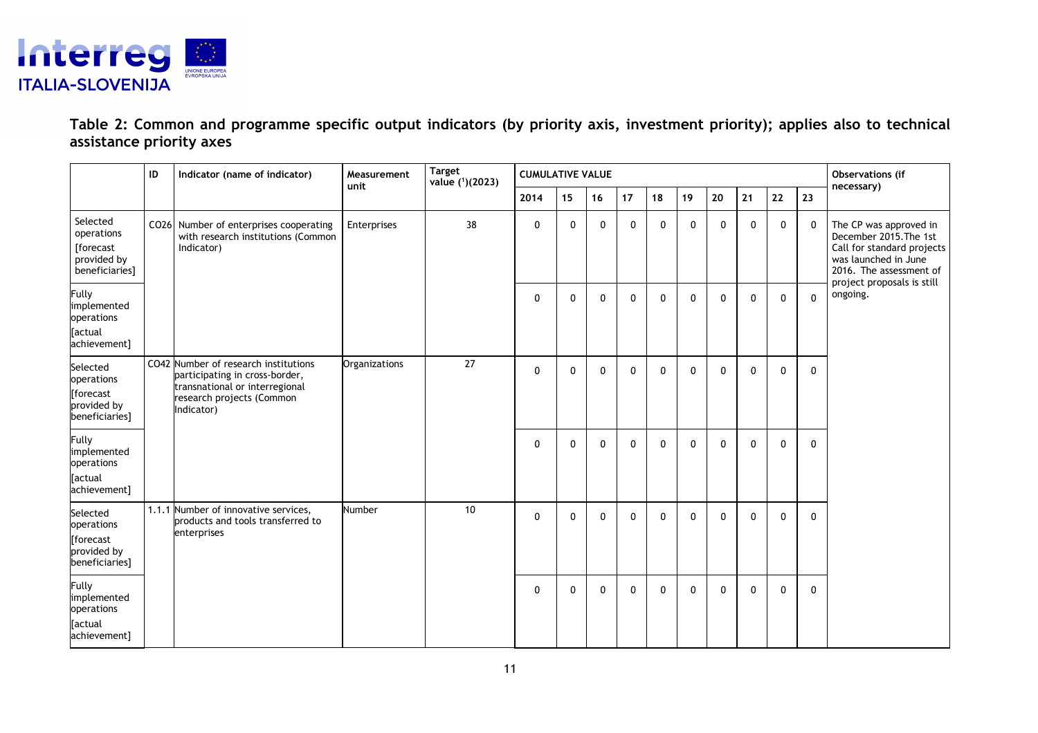**Table 2: Common and programme specific output indicators (by priority axis, investment priority); applies also to technical assistance priority axes**

| | ID | Indicator (name of indicator) | Measurement unit | Target value [1](2023) | CUMULATIVE VALUE | | | | | | | | | | Observations (if necessary) |
|---|---|---|---|---|---|---|---|---|---|---|---|---|---|---|---|
| | | | | | 2014 | 15 | 16 | 17 | 18 | 19 | 20 | 21 | 22 | 23 | |
| Selected operations [forecast provided by beneficiaries] | CO26 | Number of enterprises cooperating with research institutions (Common Indicator) | Enterprises | 38 | 0 | 0 | 0 | 0 | 0 | 0 | 0 | 0 | 0 | 0 | The CP was approved in December 2015.The 1st Call for standard projects was launched in June 2016. The assessment of project proposals is still ongoing. |
| Fully implemented operations [actual achievement] | | | | | 0 | 0 | 0 | 0 | 0 | 0 | 0 | 0 | 0 | 0 | |
| Selected operations [forecast provided by beneficiaries] | CO42 | Number of research institutions participating in cross-border, transnational or interregional research projects (Common Indicator) | Organizations | 27 | 0 | 0 | 0 | 0 | 0 | 0 | 0 | 0 | 0 | 0 | |
| Fully implemented operations [actual achievement] | | | | | 0 | 0 | 0 | 0 | 0 | 0 | 0 | 0 | 0 | 0 | |
| Selected operations [forecast provided by beneficiaries] | 1.1.1 | Number of innovative services, products and tools transferred to enterprises | Number | 10 | 0 | 0 | 0 | 0 | 0 | 0 | 0 | 0 | 0 | 0 | |
| Fully implemented operations [actual achievement] | | | | | 0 | 0 | 0 | 0 | 0 | 0 | 0 | 0 | 0 | 0 | |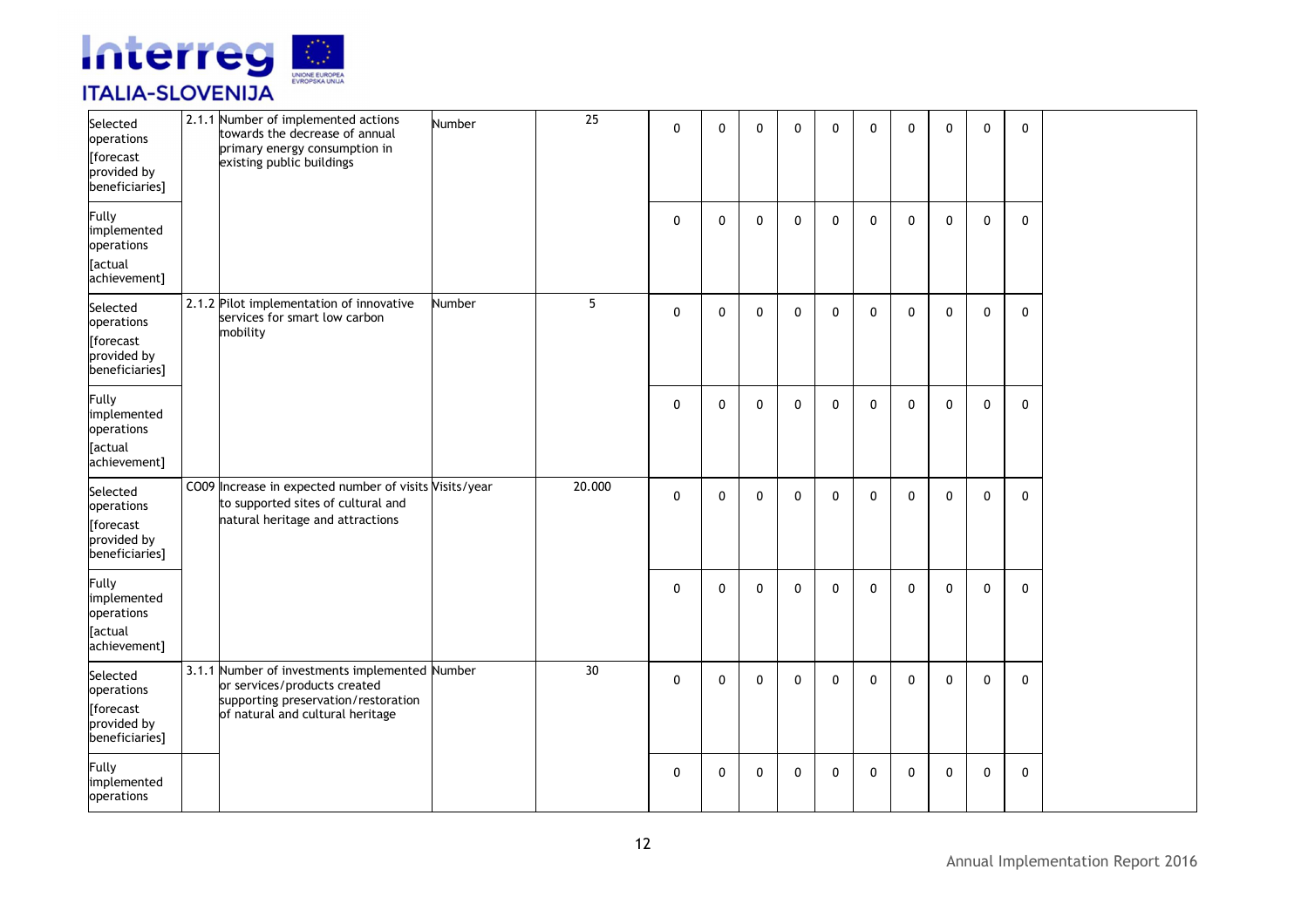| | | | | | | | | | | | | | | | |
|---|---|---|---|---|---|---|---|---|---|---|---|---|---|---|---|
| Selected operations [forecast provided by beneficiaries] | 2.1.1 | Number of implemented actions towards the decrease of annual primary energy consumption in existing public buildings | Number | 25 | 0 | 0 | 0 | 0 | 0 | 0 | 0 | 0 | 0 | 0 | |
| Fully implemented operations [actual achievement] | | | | | 0 | 0 | 0 | 0 | 0 | 0 | 0 | 0 | 0 | 0 | |
| Selected operations [forecast provided by beneficiaries] | 2.1.2 | Pilot implementation of innovative services for smart low carbon mobility | Number | 5 | 0 | 0 | 0 | 0 | 0 | 0 | 0 | 0 | 0 | 0 | |
| Fully implemented operations [actual achievement] | | | | | 0 | 0 | 0 | 0 | 0 | 0 | 0 | 0 | 0 | 0 | |
| Selected operations [forecast provided by beneficiaries] | CO09 | Increase in expected number of visits to supported sites of cultural and natural heritage and attractions | Visits/year | 20.000 | 0 | 0 | 0 | 0 | 0 | 0 | 0 | 0 | 0 | 0 | |
| Fully implemented operations [actual achievement] | | | | | 0 | 0 | 0 | 0 | 0 | 0 | 0 | 0 | 0 | 0 | |
| Selected operations [forecast provided by beneficiaries] | 3.1.1 | Number of investments implemented or services/products created supporting preservation/restoration of natural and cultural heritage | Number | 30 | 0 | 0 | 0 | 0 | 0 | 0 | 0 | 0 | 0 | 0 | |
| Fully implemented operations | | | | | 0 | 0 | 0 | 0 | 0 | 0 | 0 | 0 | 0 | 0 | |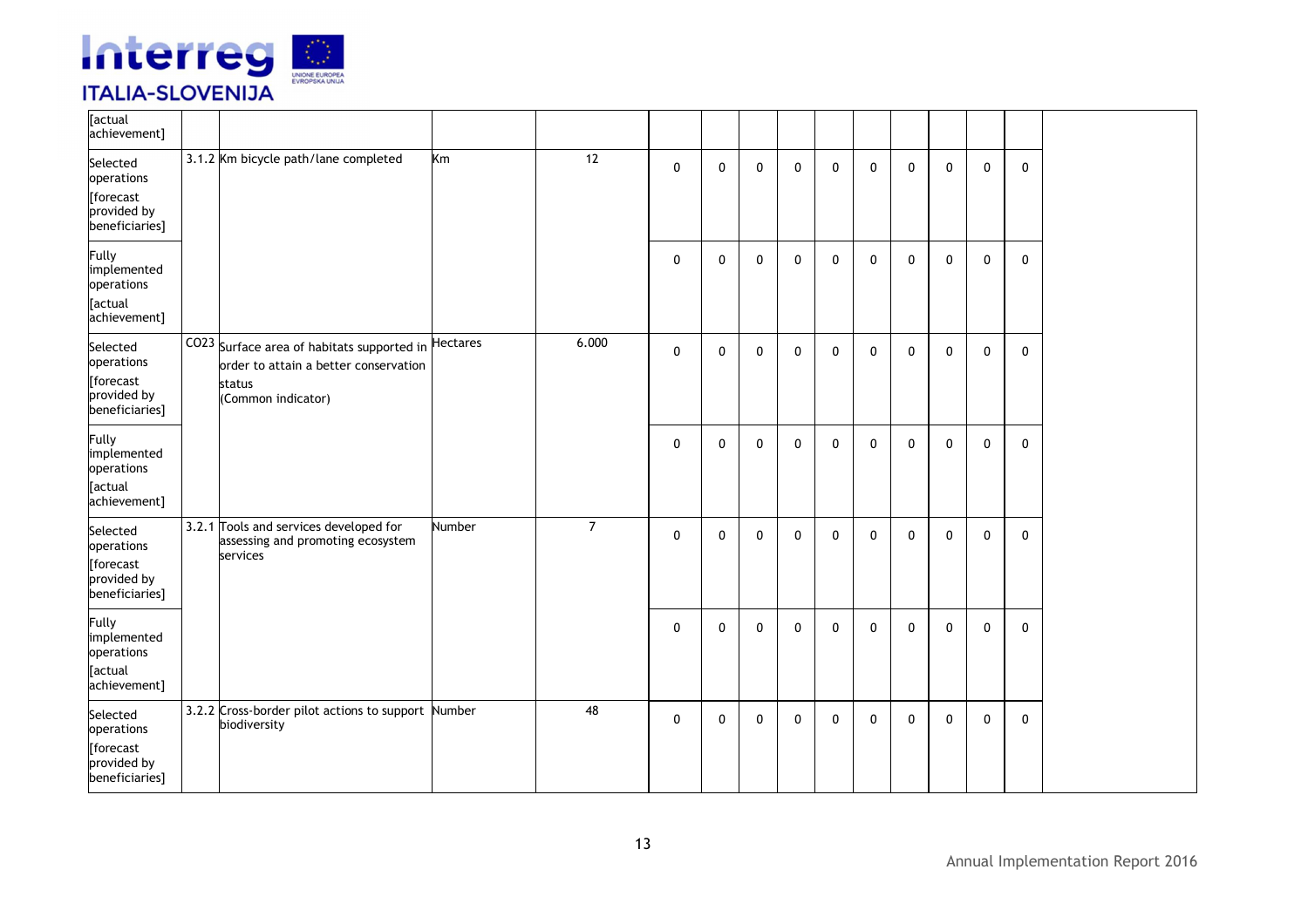| | | | | | | | | | | | | | | | |
|---|---|---|---|---|---|---|---|---|---|---|---|---|---|---|---|
| [actual achievement] | | | | | | | | | | | | | | | | |
| Selected operations [forecast provided by beneficiaries] | 3.1.2 | Km bicycle path/lane completed | Km | 12 | 0 | 0 | 0 | 0 | 0 | 0 | 0 | 0 | 0 | 0 | |
| Fully implemented operations [actual achievement] | | | | | 0 | 0 | 0 | 0 | 0 | 0 | 0 | 0 | 0 | 0 | |
| Selected operations [forecast provided by beneficiaries] | CO23 | Surface area of habitats supported in order to attain a better conservation status (Common indicator) | Hectares | 6.000 | 0 | 0 | 0 | 0 | 0 | 0 | 0 | 0 | 0 | 0 | |
| Fully implemented operations [actual achievement] | | | | | 0 | 0 | 0 | 0 | 0 | 0 | 0 | 0 | 0 | 0 | |
| Selected operations [forecast provided by beneficiaries] | 3.2.1 | Tools and services developed for assessing and promoting ecosystem services | Number | 7 | 0 | 0 | 0 | 0 | 0 | 0 | 0 | 0 | 0 | 0 | |
| Fully implemented operations [actual achievement] | | | | | 0 | 0 | 0 | 0 | 0 | 0 | 0 | 0 | 0 | 0 | |
| Selected operations [forecast provided by beneficiaries] | 3.2.2 | Cross-border pilot actions to support biodiversity | Number | 48 | 0 | 0 | 0 | 0 | 0 | 0 | 0 | 0 | 0 | 0 | |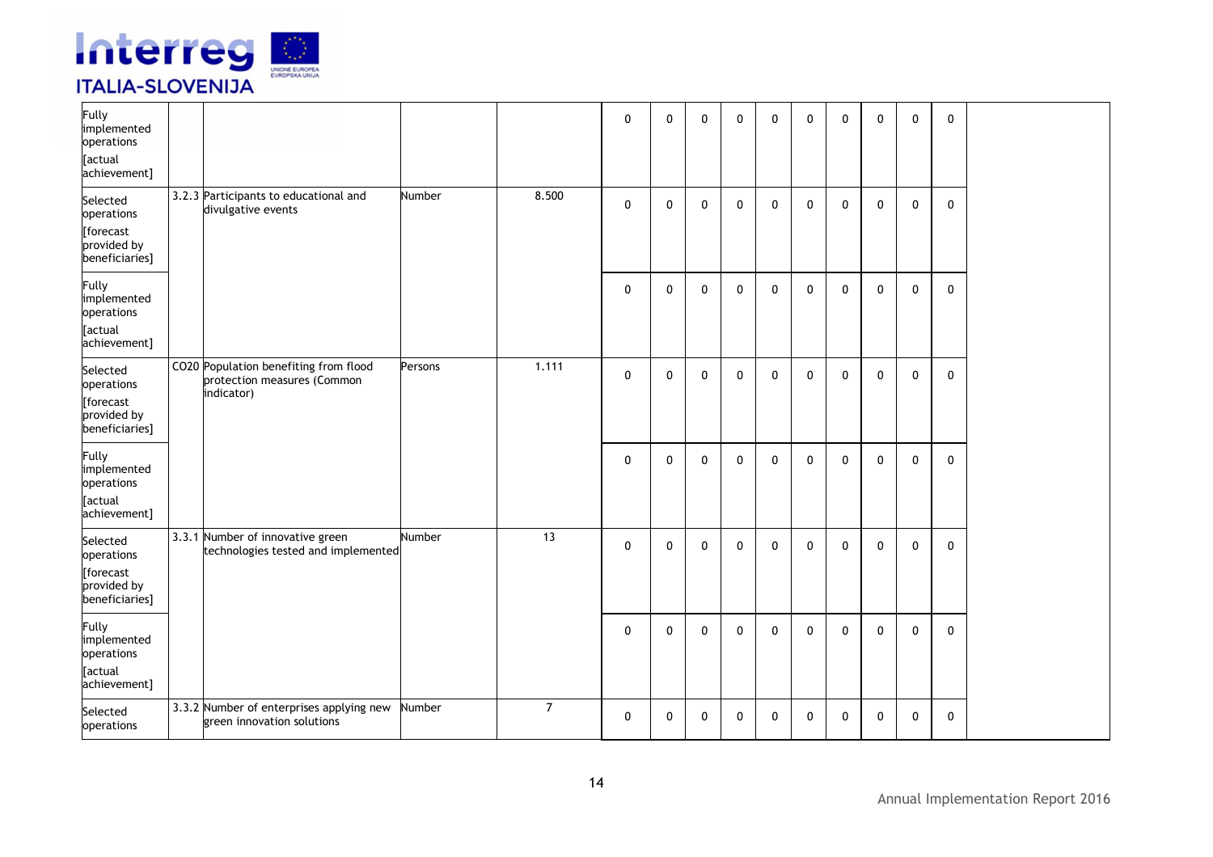| | | | | | | | | | | | | | | | |
|---|---|---|---|---|---|---|---|---|---|---|---|---|---|---|---|
| Fully implemented operations [actual achievement] | | | | | 0 | 0 | 0 | 0 | 0 | 0 | 0 | 0 | 0 | 0 | |
| Selected operations [forecast provided by beneficiaries] | 3.2.3 | Participants to educational and divulgative events | Number | 8.500 | 0 | 0 | 0 | 0 | 0 | 0 | 0 | 0 | 0 | 0 | |
| Fully implemented operations [actual achievement] | | | | | 0 | 0 | 0 | 0 | 0 | 0 | 0 | 0 | 0 | 0 | |
| Selected operations [forecast provided by beneficiaries] | CO20 | Population benefiting from flood protection measures (Common indicator) | Persons | 1.111 | 0 | 0 | 0 | 0 | 0 | 0 | 0 | 0 | 0 | 0 | |
| Fully implemented operations [actual achievement] | | | | | 0 | 0 | 0 | 0 | 0 | 0 | 0 | 0 | 0 | 0 | |
| Selected operations [forecast provided by beneficiaries] | 3.3.1 | Number of innovative green technologies tested and implemented | Number | 13 | 0 | 0 | 0 | 0 | 0 | 0 | 0 | 0 | 0 | 0 | |
| Fully implemented operations [actual achievement] | | | | | 0 | 0 | 0 | 0 | 0 | 0 | 0 | 0 | 0 | 0 | |
| Selected operations | 3.3.2 | Number of enterprises applying new green innovation solutions | Number | 7 | 0 | 0 | 0 | 0 | 0 | 0 | 0 | 0 | 0 | 0 | |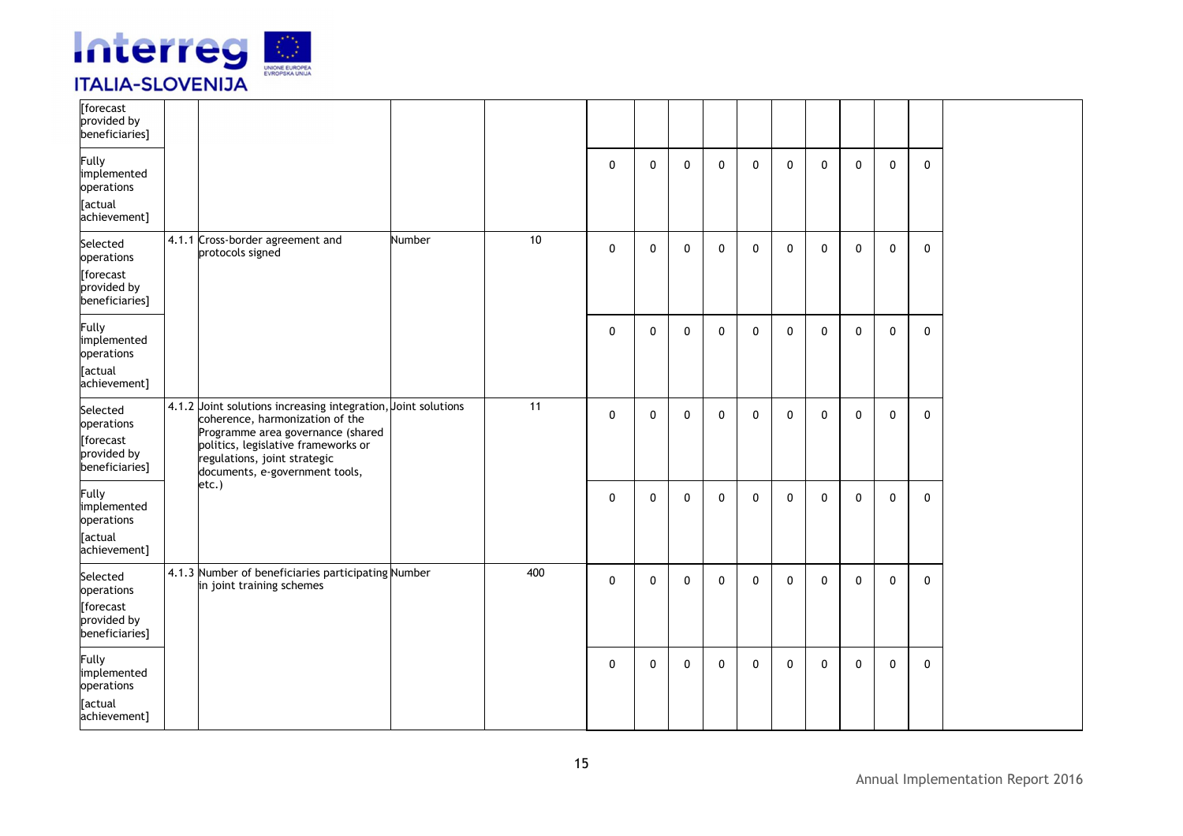| | | | | | | | | | | | | | | | |
|---|---|---|---|---|---|---|---|---|---|---|---|---|---|---|---|
| [forecast provided by beneficiaries] | | | | | | | | | | | | | | | |
| Fully implemented operations [actual achievement] | | | | | 0 | 0 | 0 | 0 | 0 | 0 | 0 | 0 | 0 | 0 | |
| Selected operations [forecast provided by beneficiaries] | 4.1.1 | Cross-border agreement and protocols signed | Number | 10 | 0 | 0 | 0 | 0 | 0 | 0 | 0 | 0 | 0 | 0 | |
| Fully implemented operations [actual achievement] | | | | | 0 | 0 | 0 | 0 | 0 | 0 | 0 | 0 | 0 | 0 | |
| Selected operations [forecast provided by beneficiaries] | 4.1.2 | Joint solutions increasing integration, coherence, harmonization of the Programme area governance (shared politics, legislative frameworks or regulations, joint strategic documents, e-government tools, etc.) | Joint solutions | 11 | 0 | 0 | 0 | 0 | 0 | 0 | 0 | 0 | 0 | 0 | |
| Fully implemented operations [actual achievement] | | | | | 0 | 0 | 0 | 0 | 0 | 0 | 0 | 0 | 0 | 0 | |
| Selected operations [forecast provided by beneficiaries] | 4.1.3 | Number of beneficiaries participating in joint training schemes | Number | 400 | 0 | 0 | 0 | 0 | 0 | 0 | 0 | 0 | 0 | 0 | |
| Fully implemented operations [actual achievement] | | | | | 0 | 0 | 0 | 0 | 0 | 0 | 0 | 0 | 0 | 0 | |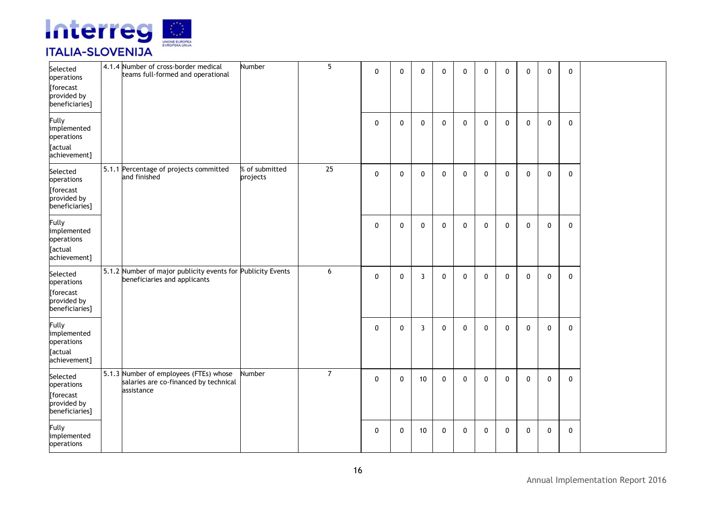| | | | | | | | | | | | | | | | |
|---|---|---|---|---|---|---|---|---|---|---|---|---|---|---|---|
| Selected operations [forecast provided by beneficiaries] | 4.1.4 | Number of cross-border medical teams full-formed and operational | Number | 5 | 0 | 0 | 0 | 0 | 0 | 0 | 0 | 0 | 0 | 0 | |
| Fully implemented operations [actual achievement] | | | | | 0 | 0 | 0 | 0 | 0 | 0 | 0 | 0 | 0 | 0 | |
| Selected operations [forecast provided by beneficiaries] | 5.1.1 | Percentage of projects committed and finished | % of submitted projects | 25 | 0 | 0 | 0 | 0 | 0 | 0 | 0 | 0 | 0 | 0 | |
| Fully implemented operations [actual achievement] | | | | | 0 | 0 | 0 | 0 | 0 | 0 | 0 | 0 | 0 | 0 | |
| Selected operations [forecast provided by beneficiaries] | 5.1.2 | Number of major publicity events for beneficiaries and applicants | Publicity Events | 6 | 0 | 0 | 3 | 0 | 0 | 0 | 0 | 0 | 0 | 0 | |
| Fully implemented operations [actual achievement] | | | | | 0 | 0 | 3 | 0 | 0 | 0 | 0 | 0 | 0 | 0 | |
| Selected operations [forecast provided by beneficiaries] | 5.1.3 | Number of employees (FTEs) whose salaries are co-financed by technical assistance | Number | 7 | 0 | 0 | 10 | 0 | 0 | 0 | 0 | 0 | 0 | 0 | |
| Fully implemented operations | | | | | 0 | 0 | 10 | 0 | 0 | 0 | 0 | 0 | 0 | 0 | |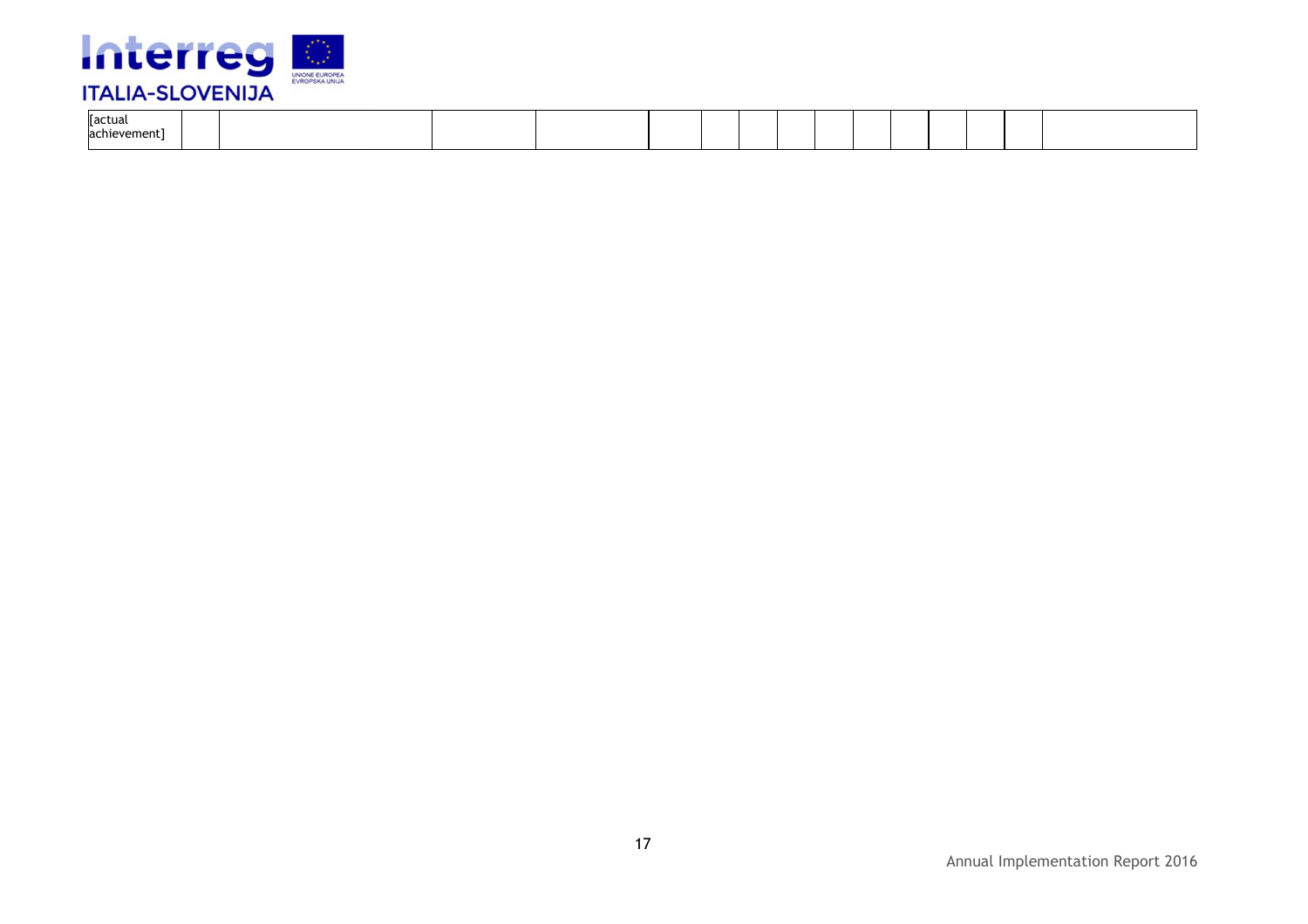| [actual achievement] | | | | | | | | | | | | | | |
|---|---|---|---|---|---|---|---|---|---|---|---|---|---|---|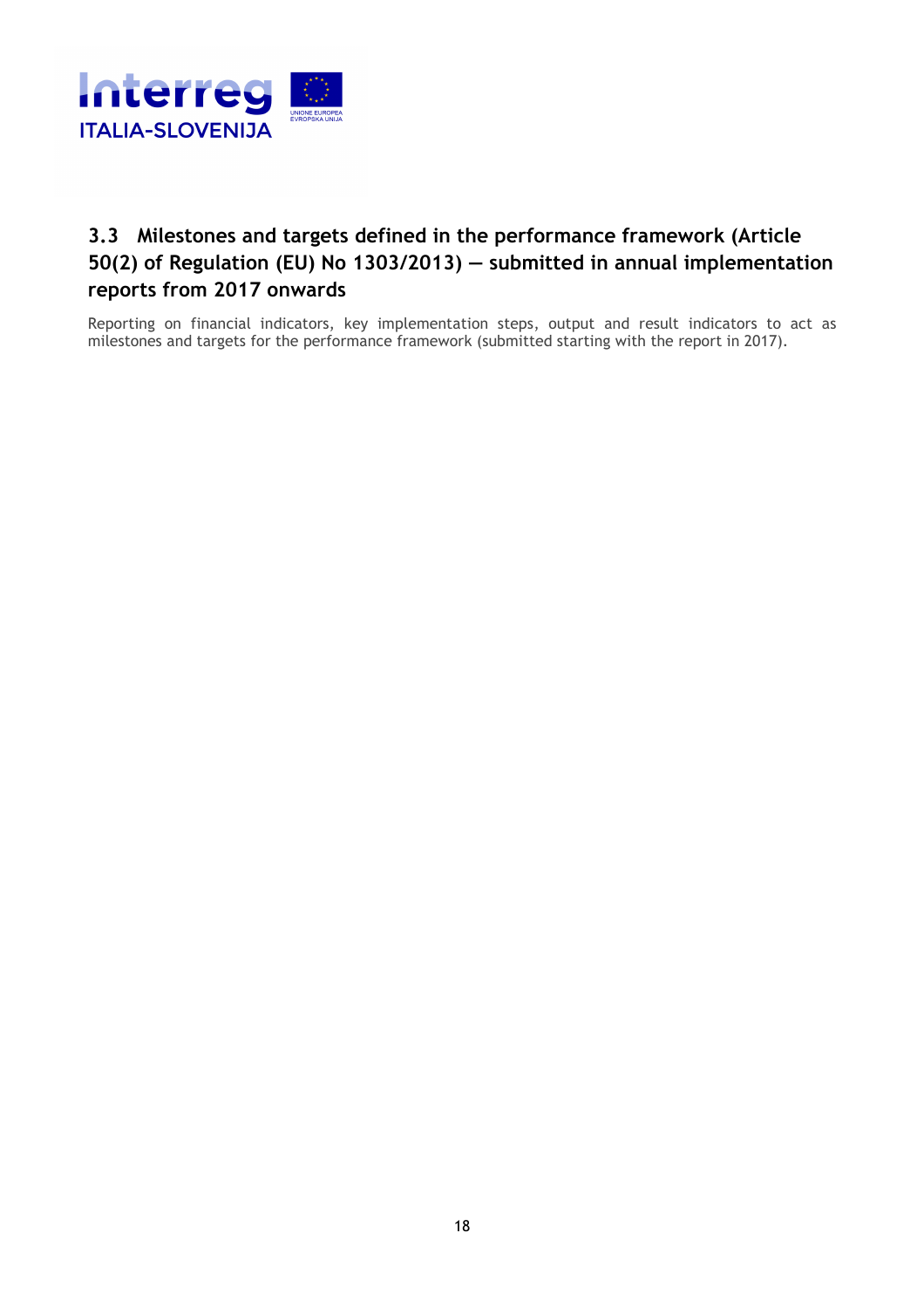## 3.3 Milestones and targets defined in the performance framework (Article 50(2) of Regulation (EU) No 1303/2013) — submitted in annual implementation reports from 2017 onwards

Reporting on financial indicators, key implementation steps, output and result indicators to act as milestones and targets for the performance framework (submitted starting with the report in 2017).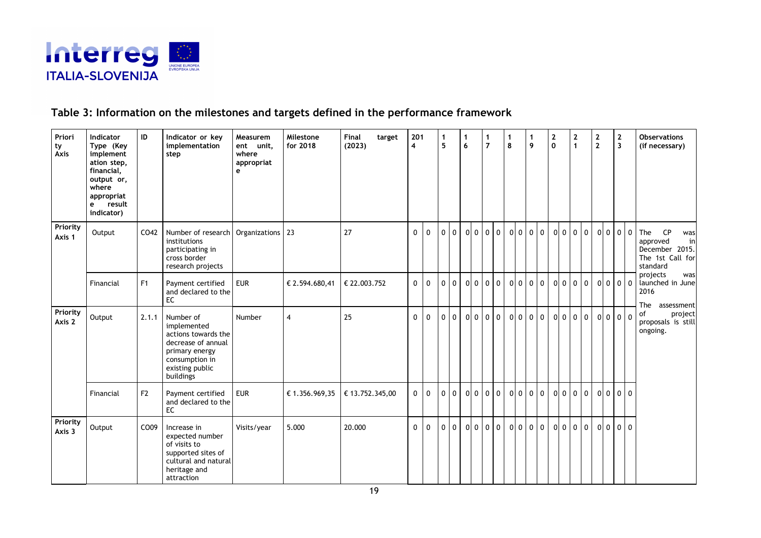## Table 3: Information on the milestones and targets defined in the performance framework

| Priority Axis | Indicator Type (Key implementation step, financial, output or, where appropriate result indicator) | ID | Indicator or key implementation step | Measurement unit, where appropriate | Milestone for 2018 | Final target (2023) | 2014 | | 15 | | 16 | | 17 | | 18 | | 19 | | 20 | | 21 | | 22 | | 23 | | Observations (if necessary) |
|---|---|---|---|---|---|---|---|---|---|---|---|---|---|---|---|---|---|---|---|---|---|---|---|---|---|---|---|
| Priority Axis 1 | Output | CO42 | Number of research institutions participating in cross border research projects | Organizations | 23 | 27 | 0 | 0 | 0 | 0 | 0 | 0 | 0 | 0 | 0 | 0 | 0 | 0 | 0 | 0 | 0 | 0 | 0 | 0 | 0 | 0 | The CP was approved in December 2015. The 1st Call for standard projects was launched in June 2016 The assessment of project proposals is still ongoing. |
| | Financial | F1 | Payment certified and declared to the EC | EUR | € 2.594.680,41 | € 22.003.752 | 0 | 0 | 0 | 0 | 0 | 0 | 0 | 0 | 0 | 0 | 0 | 0 | 0 | 0 | 0 | 0 | 0 | 0 | 0 | 0 | |
| Priority Axis 2 | Output | 2.1.1 | Number of implemented actions towards the decrease of annual primary energy consumption in existing public buildings | Number | 4 | 25 | 0 | 0 | 0 | 0 | 0 | 0 | 0 | 0 | 0 | 0 | 0 | 0 | 0 | 0 | 0 | 0 | 0 | 0 | 0 | 0 | |
| | Financial | F2 | Payment certified and declared to the EC | EUR | € 1.356.969,35 | € 13.752.345,00 | 0 | 0 | 0 | 0 | 0 | 0 | 0 | 0 | 0 | 0 | 0 | 0 | 0 | 0 | 0 | 0 | 0 | 0 | 0 | 0 | |
| Priority Axis 3 | Output | CO09 | Increase in expected number of visits to supported sites of cultural and natural heritage and attraction | Visits/year | 5.000 | 20.000 | 0 | 0 | 0 | 0 | 0 | 0 | 0 | 0 | 0 | 0 | 0 | 0 | 0 | 0 | 0 | 0 | 0 | 0 | 0 | 0 | |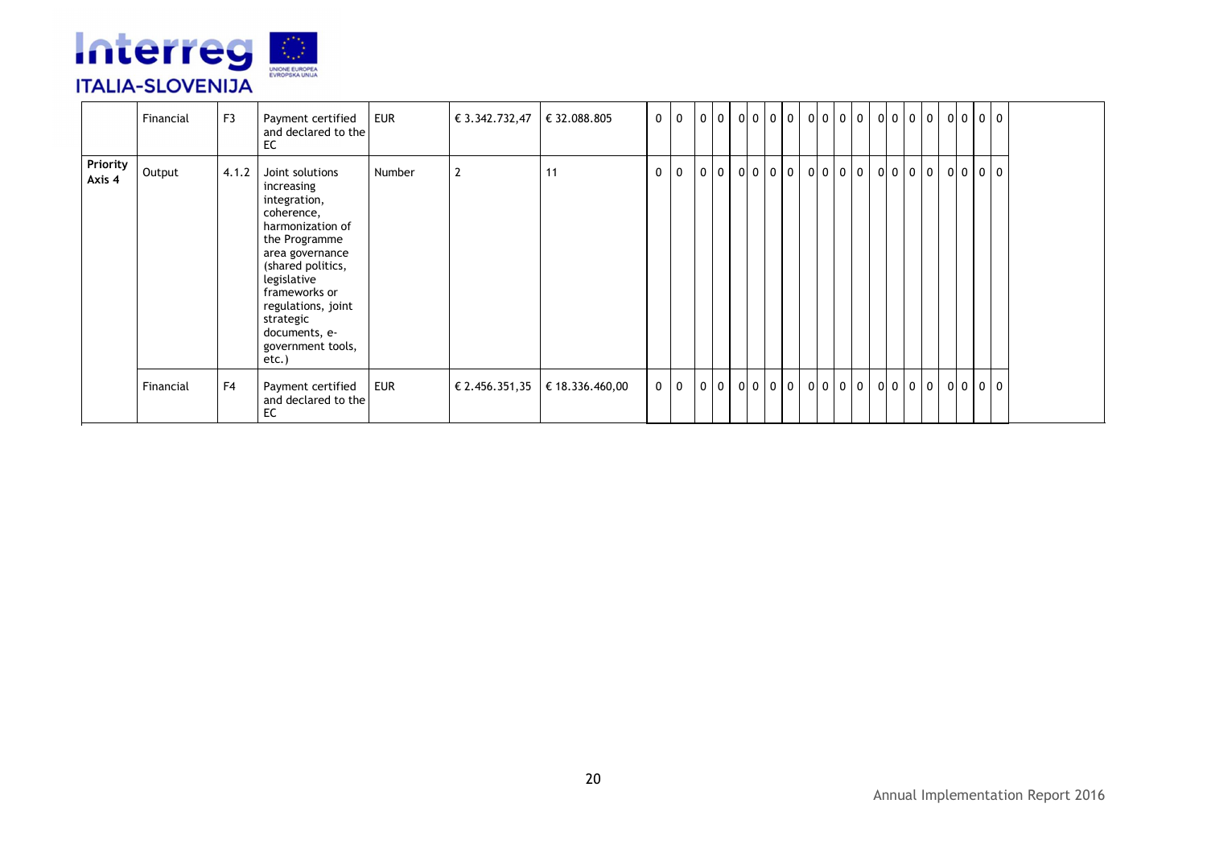| | Financial | F3 | Payment certified and declared to the EC | EUR | € 3.342.732,47 | € 32.088.805 | 0 | 0 | 0 | 0 | 0 | 0 | 0 | 0 | 0 | 0 | 0 | 0 | 0 | 0 | 0 | 0 | 0 | 0 | 0 | 0 | |
|---|---|---|---|---|---|---|---|---|---|---|---|---|---|---|---|---|---|---|---|---|---|---|---|---|---|---|---|
| **Priority Axis 4** | Output | 4.1.2 | Joint solutions increasing integration, coherence, harmonization of the Programme area governance (shared politics, legislative frameworks or regulations, joint strategic documents, e-government tools, etc.) | Number | 2 | 11 | 0 | 0 | 0 | 0 | 0 | 0 | 0 | 0 | 0 | 0 | 0 | 0 | 0 | 0 | 0 | 0 | 0 | 0 | 0 | 0 | |
| | Financial | F4 | Payment certified and declared to the EC | EUR | € 2.456.351,35 | € 18.336.460,00 | 0 | 0 | 0 | 0 | 0 | 0 | 0 | 0 | 0 | 0 | 0 | 0 | 0 | 0 | 0 | 0 | 0 | 0 | 0 | 0 | |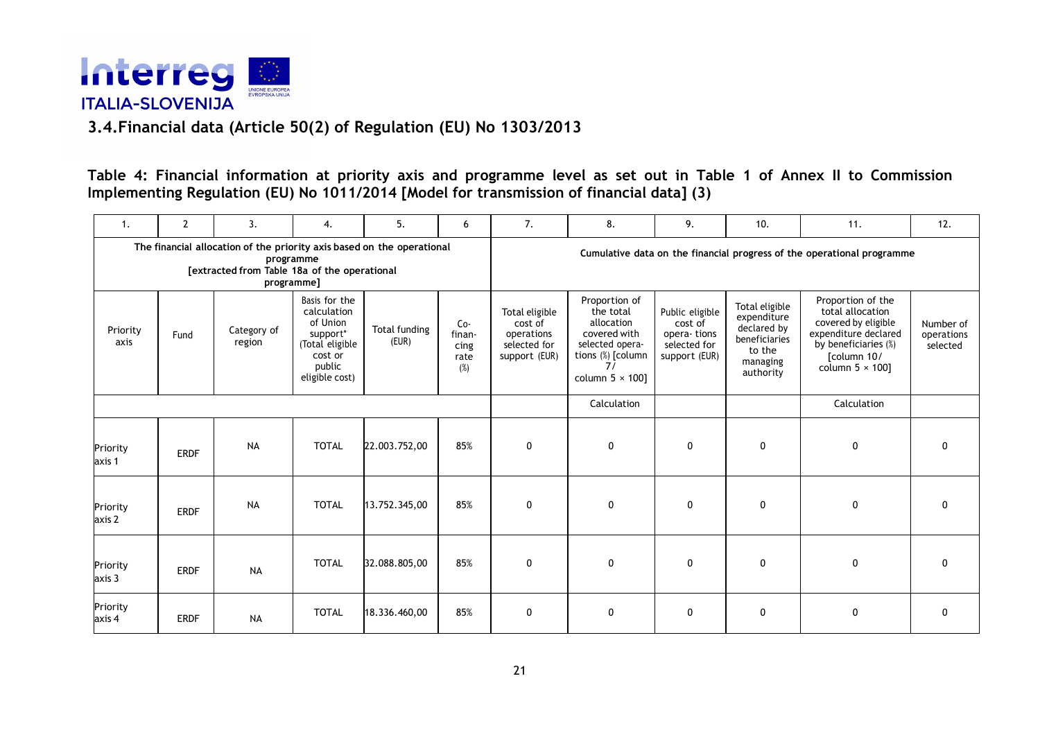### 3.4. Financial data (Article 50(2) of Regulation (EU) No 1303/2013

**Table 4: Financial information at priority axis and programme level as set out in Table 1 of Annex II to Commission Implementing Regulation (EU) No 1011/2014 [Model for transmission of financial data] (3)**

| 1. | 2 | 3. | 4. | 5. | 6 | 7. | 8. | 9. | 10. | 11. | 12. |
|---|---|---|---|---|---|---|---|---|---|---|---|
| The financial allocation of the priority axis based on the operational programme [extracted from Table 18a of the operational programme] | | | | | | Cumulative data on the financial progress of the operational programme | | | | | |
| Priority axis | Fund | Category of region | Basis for the calculation of Union support* (Total eligible cost or public eligible cost) | Total funding (EUR) | Co-financing rate (%) | Total eligible cost of operations selected for support (EUR) | Proportion of the total allocation covered with selected operations (%) [column 7/ column 5 × 100] | Public eligible cost of operations selected for support (EUR) | Total eligible expenditure declared by beneficiaries to the managing authority | Proportion of the total allocation covered by eligible expenditure declared by beneficiaries (%) [column 10/ column 5 × 100] | Number of operations selected |
| | | | | | | | Calculation | | | Calculation | |
| Priority axis 1 | ERDF | NA | TOTAL | 22.003.752,00 | 85% | 0 | 0 | 0 | 0 | 0 | 0 |
| Priority axis 2 | ERDF | NA | TOTAL | 13.752.345,00 | 85% | 0 | 0 | 0 | 0 | 0 | 0 |
| Priority axis 3 | ERDF | NA | TOTAL | 32.088.805,00 | 85% | 0 | 0 | 0 | 0 | 0 | 0 |
| Priority axis 4 | ERDF | NA | TOTAL | 18.336.460,00 | 85% | 0 | 0 | 0 | 0 | 0 | 0 |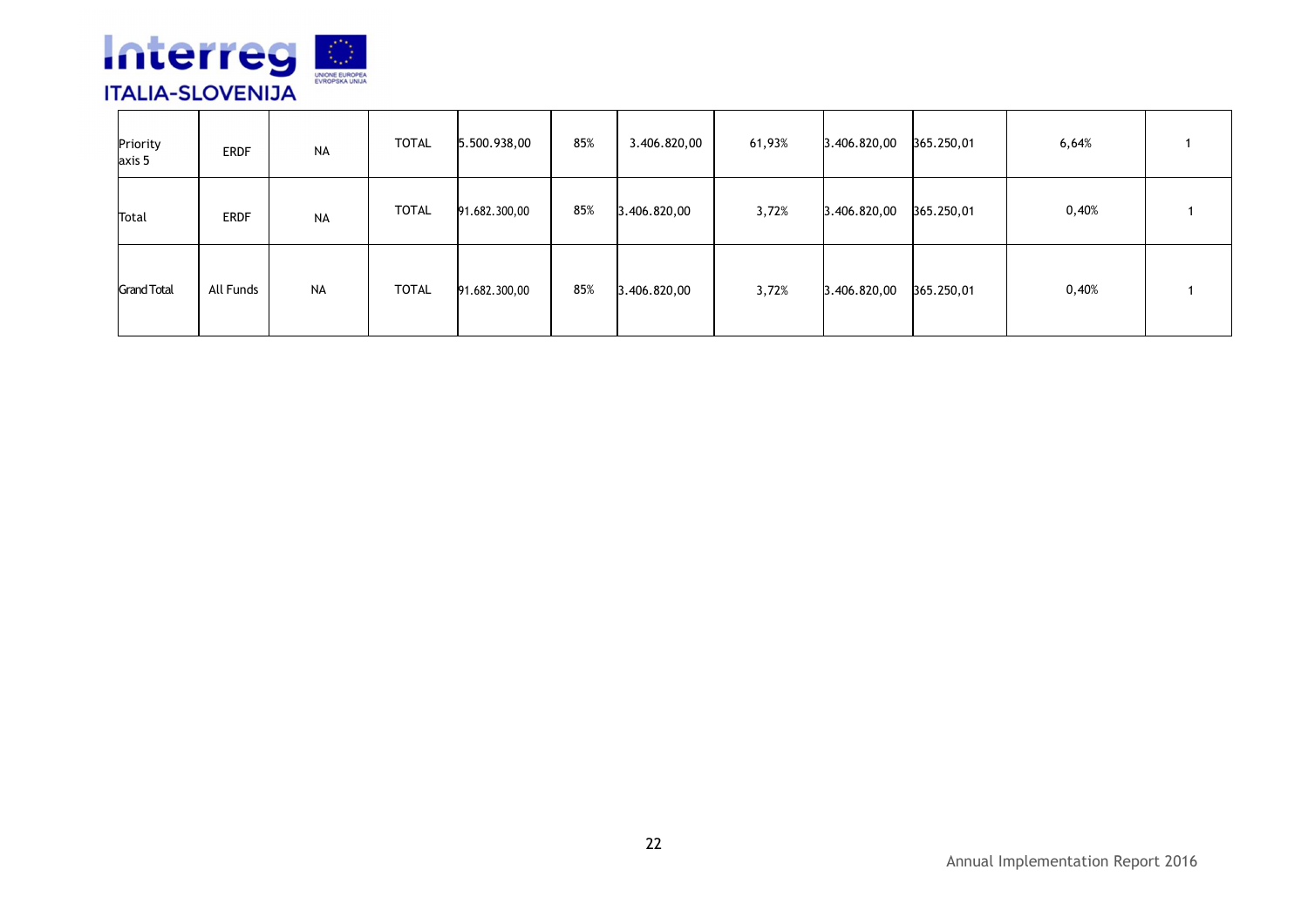| Priority axis 5 | ERDF | NA | TOTAL | 5.500.938,00 | 85% | 3.406.820,00 | 61,93% | 3.406.820,00 | 365.250,01 | 6,64% | 1 |
|---|---|---|---|---|---|---|---|---|---|---|---|
| Total | ERDF | NA | TOTAL | 91.682.300,00 | 85% | 3.406.820,00 | 3,72% | 3.406.820,00 | 365.250,01 | 0,40% | 1 |
| Grand Total | All Funds | NA | TOTAL | 91.682.300,00 | 85% | 3.406.820,00 | 3,72% | 3.406.820,00 | 365.250,01 | 0,40% | 1 |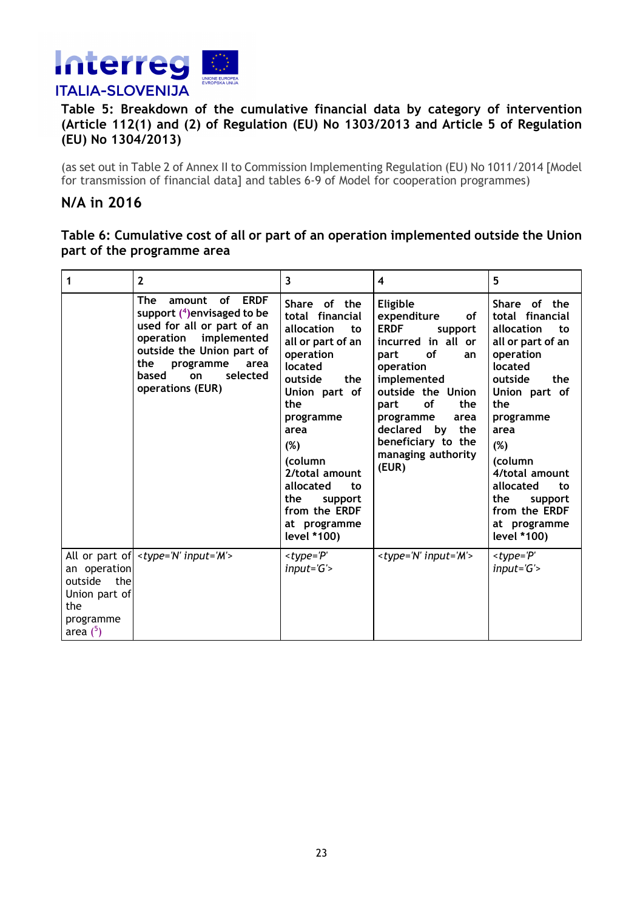### Table 5: Breakdown of the cumulative financial data by category of intervention (Article 112(1) and (2) of Regulation (EU) No 1303/2013 and Article 5 of Regulation (EU) No 1304/2013)

(as set out in Table 2 of Annex II to Commission Implementing Regulation (EU) No 1011/2014 [Model for transmission of financial data] and tables 6-9 of Model for cooperation programmes)

## N/A in 2016

### Table 6: Cumulative cost of all or part of an operation implemented outside the Union part of the programme area

| 1 | 2 | 3 | 4 | 5 |
|---|---|---|---|---|
| | The amount of ERDF support (4)envisaged to be used for all or part of an operation implemented outside the Union part of the programme area based on selected operations (EUR) | **Share of the total financial allocation to all or part of an operation located outside the Union part of the programme area (%) (column 2/total amount allocated to the support from the ERDF at programme level *100)** | **Eligible expenditure of ERDF support incurred in all or part of an operation implemented outside the Union part of the programme area declared by the beneficiary to the managing authority (EUR)** | **Share of the total financial allocation to all or part of an operation located outside the Union part of the programme area (%) (column 4/total amount allocated to the support from the ERDF at programme level *100)** |
| All or part of an operation outside the Union part of the programme area (5) | *<type='N' input='M'>* | *<type='P' input='G'>* | *<type='N' input='M'>* | *<type='P' input='G'>* |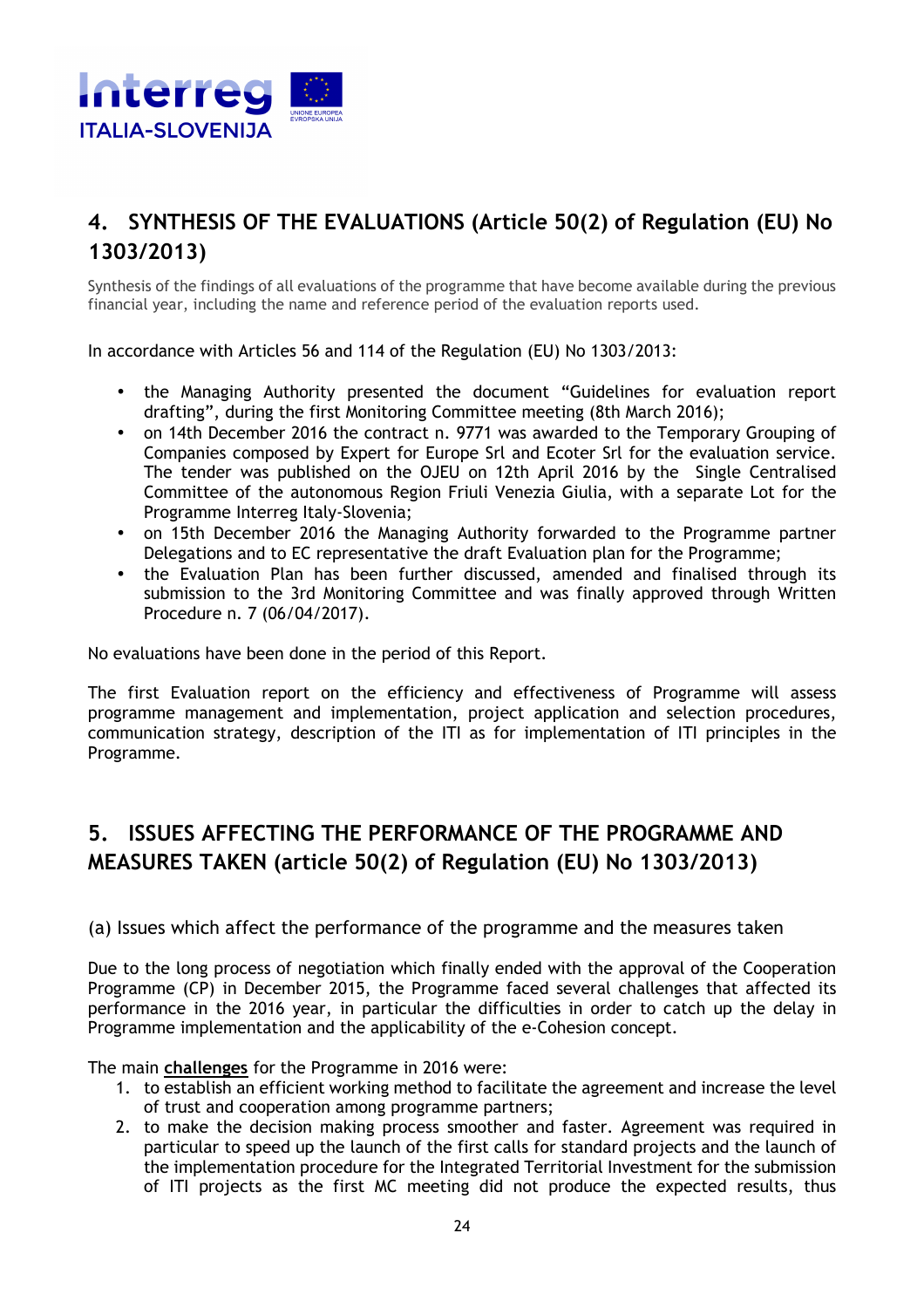## 4. SYNTHESIS OF THE EVALUATIONS (Article 50(2) of Regulation (EU) No 1303/2013)

Synthesis of the findings of all evaluations of the programme that have become available during the previous financial year, including the name and reference period of the evaluation reports used.

In accordance with Articles 56 and 114 of the Regulation (EU) No 1303/2013:

- the Managing Authority presented the document "Guidelines for evaluation report drafting", during the first Monitoring Committee meeting (8th March 2016);
- on 14th December 2016 the contract n. 9771 was awarded to the Temporary Grouping of Companies composed by Expert for Europe Srl and Ecoter Srl for the evaluation service. The tender was published on the OJEU on 12th April 2016 by the Single Centralised Committee of the autonomous Region Friuli Venezia Giulia, with a separate Lot for the Programme Interreg Italy-Slovenia;
- on 15th December 2016 the Managing Authority forwarded to the Programme partner Delegations and to EC representative the draft Evaluation plan for the Programme;
- the Evaluation Plan has been further discussed, amended and finalised through its submission to the 3rd Monitoring Committee and was finally approved through Written Procedure n. 7 (06/04/2017).

No evaluations have been done in the period of this Report.

The first Evaluation report on the efficiency and effectiveness of Programme will assess programme management and implementation, project application and selection procedures, communication strategy, description of the ITI as for implementation of ITI principles in the Programme.

## 5. ISSUES AFFECTING THE PERFORMANCE OF THE PROGRAMME AND MEASURES TAKEN (article 50(2) of Regulation (EU) No 1303/2013)

(a) Issues which affect the performance of the programme and the measures taken

Due to the long process of negotiation which finally ended with the approval of the Cooperation Programme (CP) in December 2015, the Programme faced several challenges that affected its performance in the 2016 year, in particular the difficulties in order to catch up the delay in Programme implementation and the applicability of the e-Cohesion concept.

The main **challenges** for the Programme in 2016 were:

1. to establish an efficient working method to facilitate the agreement and increase the level of trust and cooperation among programme partners;
2. to make the decision making process smoother and faster. Agreement was required in particular to speed up the launch of the first calls for standard projects and the launch of the implementation procedure for the Integrated Territorial Investment for the submission of ITI projects as the first MC meeting did not produce the expected results, thus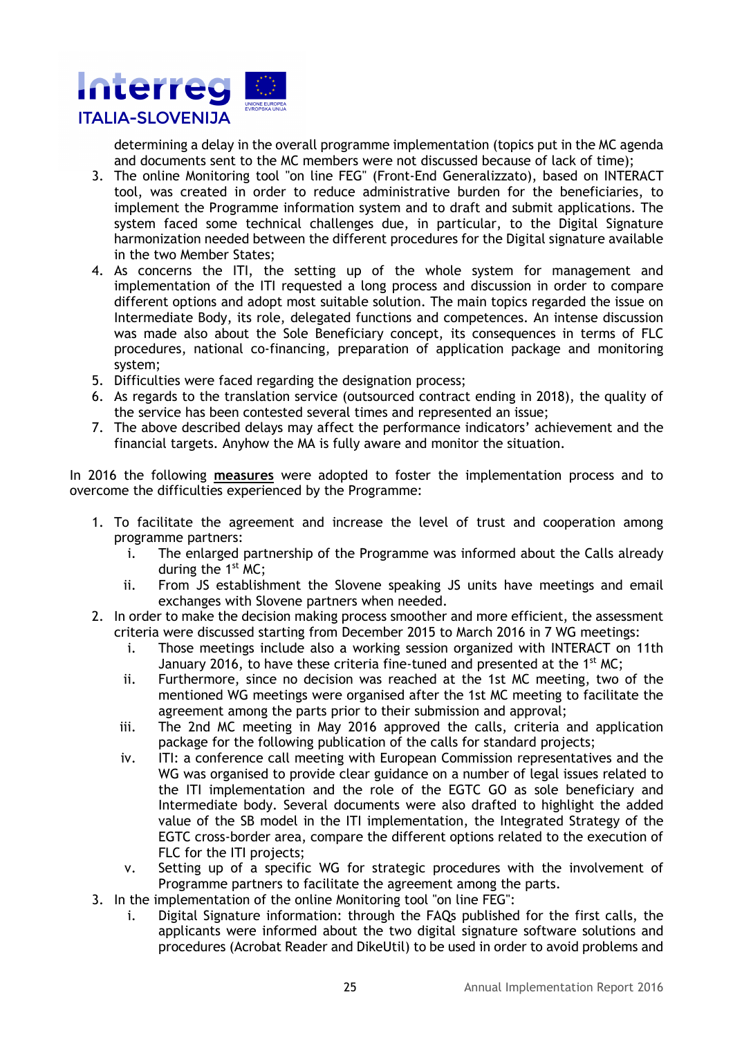determining a delay in the overall programme implementation (topics put in the MC agenda and documents sent to the MC members were not discussed because of lack of time);

3. The online Monitoring tool "on line FEG" (Front-End Generalizzato), based on INTERACT tool, was created in order to reduce administrative burden for the beneficiaries, to implement the Programme information system and to draft and submit applications. The system faced some technical challenges due, in particular, to the Digital Signature harmonization needed between the different procedures for the Digital signature available in the two Member States;
4. As concerns the ITI, the setting up of the whole system for management and implementation of the ITI requested a long process and discussion in order to compare different options and adopt most suitable solution. The main topics regarded the issue on Intermediate Body, its role, delegated functions and competences. An intense discussion was made also about the Sole Beneficiary concept, its consequences in terms of FLC procedures, national co-financing, preparation of application package and monitoring system;
5. Difficulties were faced regarding the designation process;
6. As regards to the translation service (outsourced contract ending in 2018), the quality of the service has been contested several times and represented an issue;
7. The above described delays may affect the performance indicators' achievement and the financial targets. Anyhow the MA is fully aware and monitor the situation.

In 2016 the following **measures** were adopted to foster the implementation process and to overcome the difficulties experienced by the Programme:

1. To facilitate the agreement and increase the level of trust and cooperation among programme partners:
   i. The enlarged partnership of the Programme was informed about the Calls already during the 1st MC;
   ii. From JS establishment the Slovene speaking JS units have meetings and email exchanges with Slovene partners when needed.
2. In order to make the decision making process smoother and more efficient, the assessment criteria were discussed starting from December 2015 to March 2016 in 7 WG meetings:
   i. Those meetings include also a working session organized with INTERACT on 11th January 2016, to have these criteria fine-tuned and presented at the 1st MC;
   ii. Furthermore, since no decision was reached at the 1st MC meeting, two of the mentioned WG meetings were organised after the 1st MC meeting to facilitate the agreement among the parts prior to their submission and approval;
   iii. The 2nd MC meeting in May 2016 approved the calls, criteria and application package for the following publication of the calls for standard projects;
   iv. ITI: a conference call meeting with European Commission representatives and the WG was organised to provide clear guidance on a number of legal issues related to the ITI implementation and the role of the EGTC GO as sole beneficiary and Intermediate body. Several documents were also drafted to highlight the added value of the SB model in the ITI implementation, the Integrated Strategy of the EGTC cross-border area, compare the different options related to the execution of FLC for the ITI projects;
   v. Setting up of a specific WG for strategic procedures with the involvement of Programme partners to facilitate the agreement among the parts.
3. In the implementation of the online Monitoring tool "on line FEG":
   i. Digital Signature information: through the FAQs published for the first calls, the applicants were informed about the two digital signature software solutions and procedures (Acrobat Reader and DikeUtil) to be used in order to avoid problems and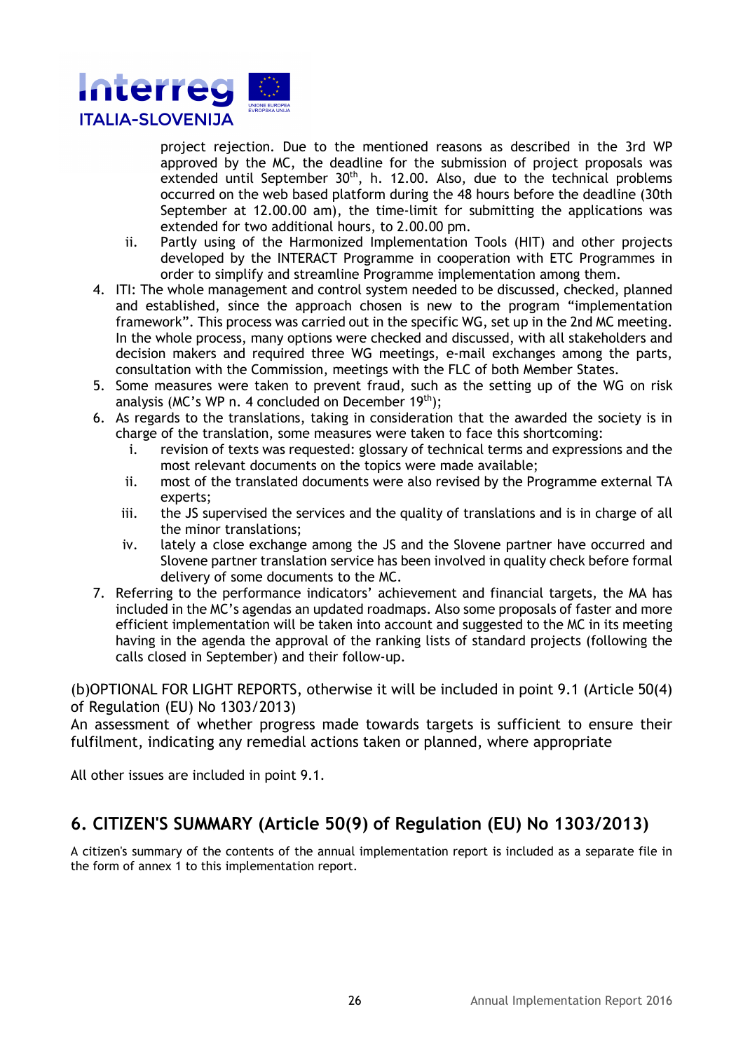project rejection. Due to the mentioned reasons as described in the 3rd WP approved by the MC, the deadline for the submission of project proposals was extended until September 30th, h. 12.00. Also, due to the technical problems occurred on the web based platform during the 48 hours before the deadline (30th September at 12.00.00 am), the time-limit for submitting the applications was extended for two additional hours, to 2.00.00 pm.

   ii. Partly using of the Harmonized Implementation Tools (HIT) and other projects developed by the INTERACT Programme in cooperation with ETC Programmes in order to simplify and streamline Programme implementation among them.

4. ITI: The whole management and control system needed to be discussed, checked, planned and established, since the approach chosen is new to the program “implementation framework”. This process was carried out in the specific WG, set up in the 2nd MC meeting. In the whole process, many options were checked and discussed, with all stakeholders and decision makers and required three WG meetings, e-mail exchanges among the parts, consultation with the Commission, meetings with the FLC of both Member States.
5. Some measures were taken to prevent fraud, such as the setting up of the WG on risk analysis (MC’s WP n. 4 concluded on December 19th);
6. As regards to the translations, taking in consideration that the awarded the society is in charge of the translation, some measures were taken to face this shortcoming:
   i. revision of texts was requested: glossary of technical terms and expressions and the most relevant documents on the topics were made available;
   ii. most of the translated documents were also revised by the Programme external TA experts;
   iii. the JS supervised the services and the quality of translations and is in charge of all the minor translations;
   iv. lately a close exchange among the JS and the Slovene partner have occurred and Slovene partner translation service has been involved in quality check before formal delivery of some documents to the MC.
7. Referring to the performance indicators’ achievement and financial targets, the MA has included in the MC’s agendas an updated roadmaps. Also some proposals of faster and more efficient implementation will be taken into account and suggested to the MC in its meeting having in the agenda the approval of the ranking lists of standard projects (following the calls closed in September) and their follow-up.

(b)OPTIONAL FOR LIGHT REPORTS, otherwise it will be included in point 9.1 (Article 50(4) of Regulation (EU) No 1303/2013)
An assessment of whether progress made towards targets is sufficient to ensure their fulfilment, indicating any remedial actions taken or planned, where appropriate

All other issues are included in point 9.1.

## 6. CITIZEN'S SUMMARY (Article 50(9) of Regulation (EU) No 1303/2013)

A citizen's summary of the contents of the annual implementation report is included as a separate file in the form of annex 1 to this implementation report.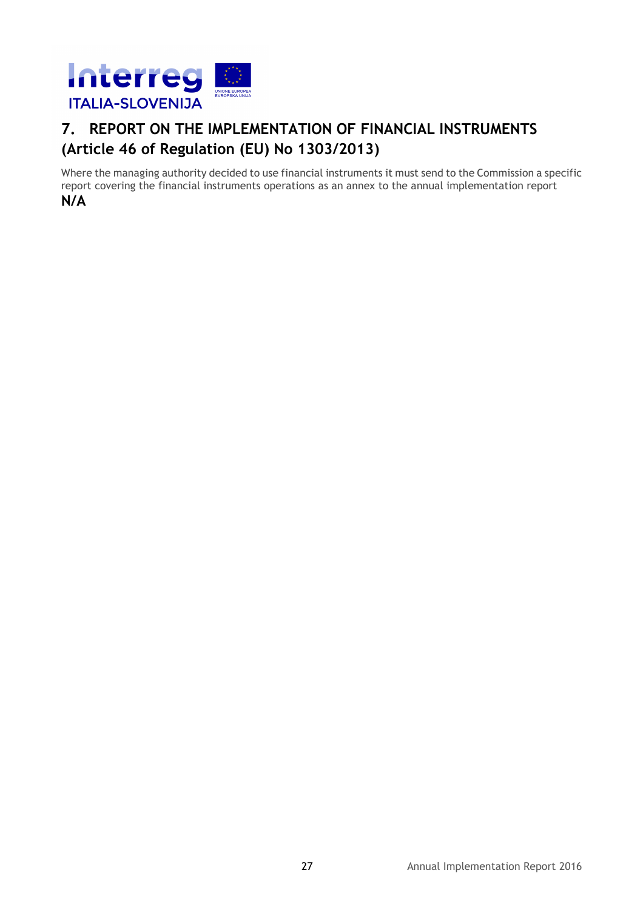## 7. REPORT ON THE IMPLEMENTATION OF FINANCIAL INSTRUMENTS (Article 46 of Regulation (EU) No 1303/2013)

Where the managing authority decided to use financial instruments it must send to the Commission a specific report covering the financial instruments operations as an annex to the annual implementation report

**N/A**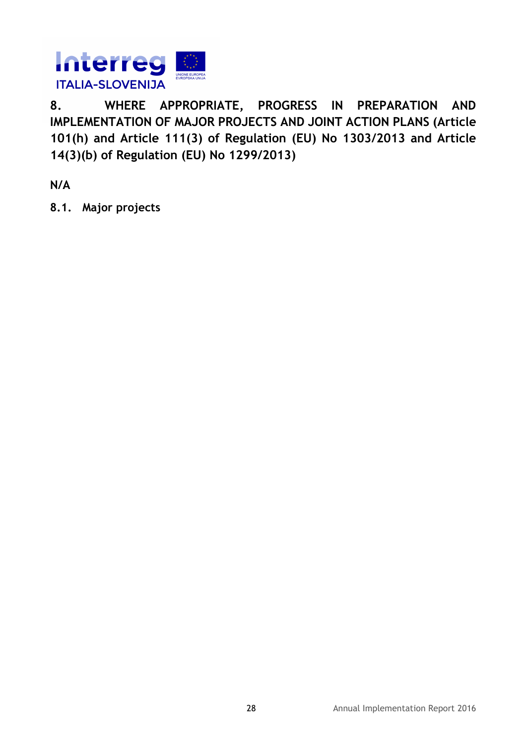## 8. WHERE APPROPRIATE, PROGRESS IN PREPARATION AND IMPLEMENTATION OF MAJOR PROJECTS AND JOINT ACTION PLANS (Article 101(h) and Article 111(3) of Regulation (EU) No 1303/2013 and Article 14(3)(b) of Regulation (EU) No 1299/2013)

**N/A**

### 8.1. Major projects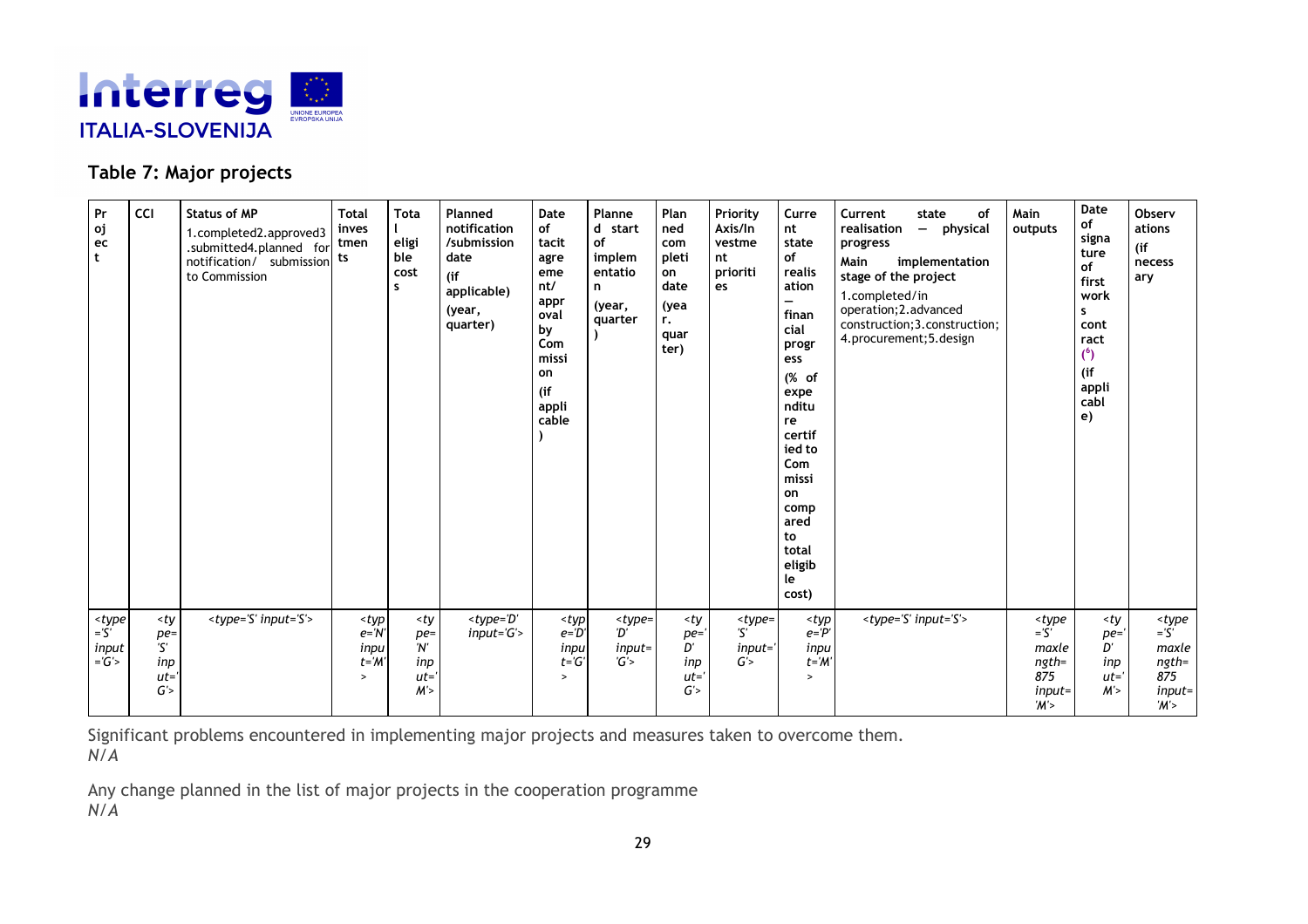## Table 7: Major projects

| Project | CCI | Status of MP 1.completed2.approved3.submitted4.planned for notification/ submission to Commission | Total investments | Total eligible costs | Planned notification /submission date (if applicable) (year, quarter) | Date of tacit agreement/ approval by Commission (if applicable) | Planned start of implementation (year, quarter) | Planned completion date (year, quarter) | Priority Axis/Investment priorities | Current state of realisation – financial progress (% of expenditure certified to Commission compared to total eligible cost) | Current state of progress – physical progress Main implementation stage of the project 1.completed/in operation;2.advanced construction;3.construction; 4.procurement;5.design | Main outputs | Date of signature of first works contract (6) (if applicable) | Observations (if necessary) |
|---|---|---|---|---|---|---|---|---|---|---|---|---|---|---|
| <type='S' input='G'> | <type='S' input='G'> | <type='S' input='S'> | <type='N' input='M'> | <type='N' input='M'> | <type='D' input='G'> | <type='D' input='G'> | <type='D' input='G'> | <type='D' input='G'> | <type='S' input='G'> | <type='P' input='M'> | <type='S' input='S'> | <type='S' maxlength=875 input='M'> | <type='D' input='M'> | <type='S' maxlength=875 input='M'> |

Significant problems encountered in implementing major projects and measures taken to overcome them.
*N/A*

Any change planned in the list of major projects in the cooperation programme
*N/A*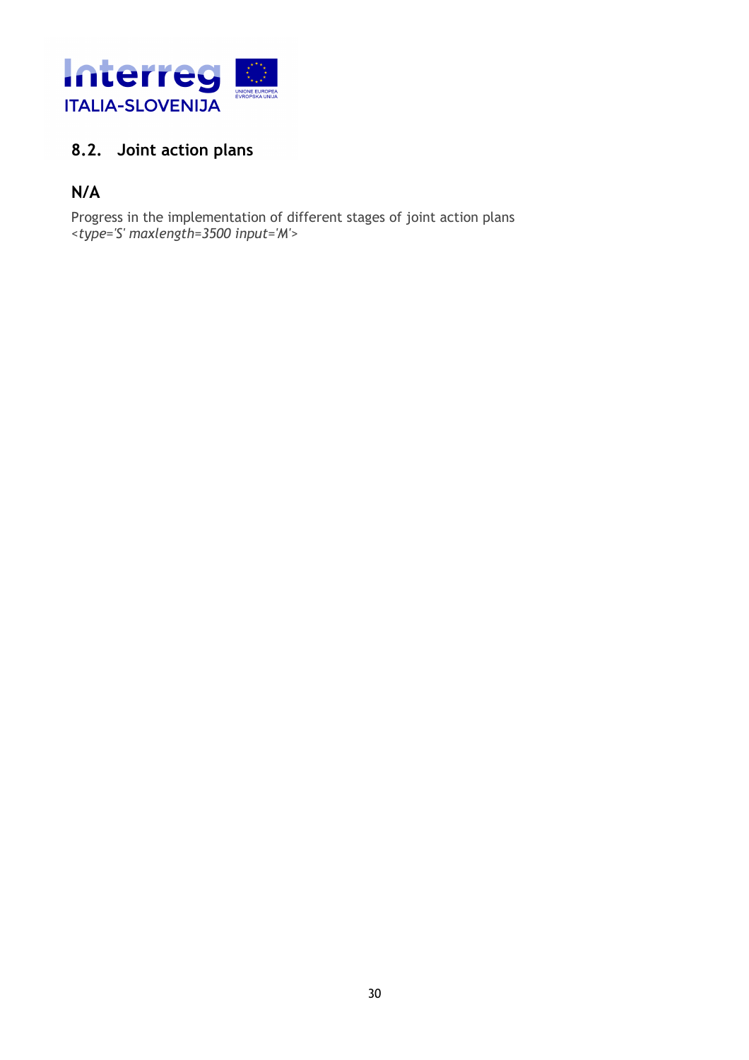## 8.2. Joint action plans

### N/A

Progress in the implementation of different stages of joint action plans
<*type='S' maxlength=3500 input='M'*>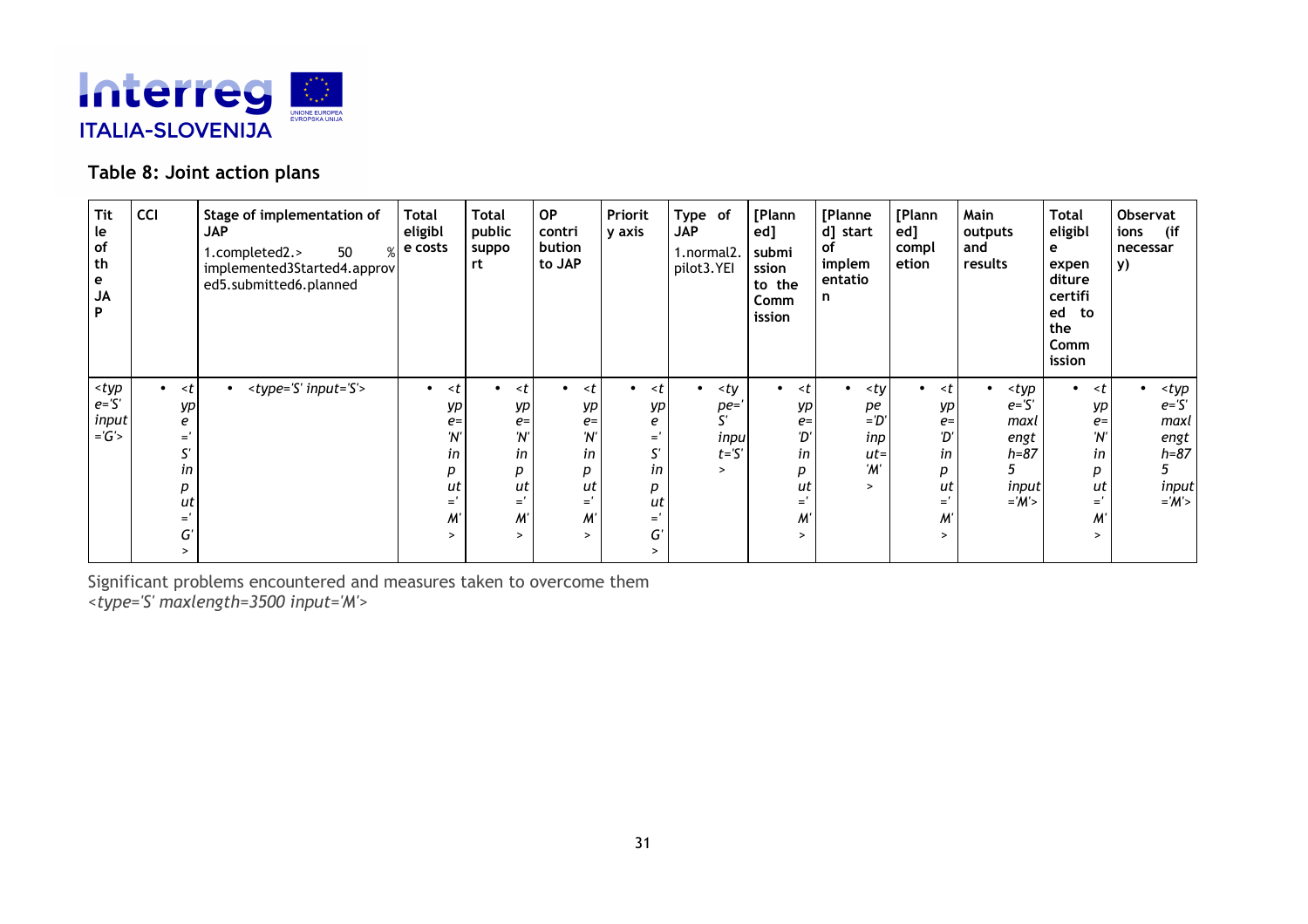## Table 8: Joint action plans

| Title of the JAP | CCI | Stage of implementation of JAP<br>1.completed2.> 50 % implemented3Started4.approved5.submitted6.planned | Total eligible costs | Total public support | OP contribution to JAP | Priority axis | Type of JAP<br>1.normal2.pilot3.YEI | [Planned] submission to the Commission | [Planned] start of implementation | [Planned] completion | Main outputs and results | Total eligible expenditure certified to the Commission | Observations (if necessary) |
|---|---|---|---|---|---|---|---|---|---|---|---|---|---|
| <type='S' input='G'> | • <type='S' input='G'> | • <type='S' input='S'> | • <type='N' input='M'> | • <type='N' input='M'> | • <type='N' input='M'> | • <type='S' input='G'> | • <type='S' input='S'> | • <type='D' input='M'> | • <type='D' input='M'> | • <type='D' input='M'> | • <type='S' maxlength=875 input='M'> | • <type='N' input='M'> | • <type='S' maxlength=875 input='M'> |

Significant problems encountered and measures taken to overcome them
*<type='S' maxlength=3500 input='M'>*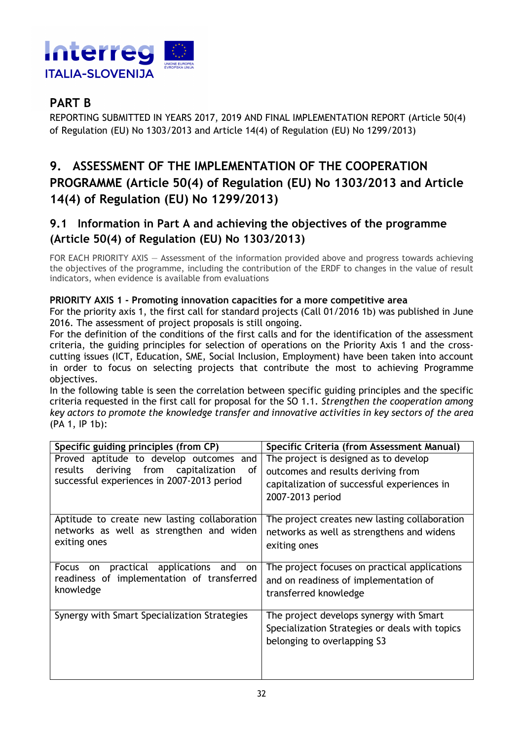## PART B

REPORTING SUBMITTED IN YEARS 2017, 2019 AND FINAL IMPLEMENTATION REPORT (Article 50(4) of Regulation (EU) No 1303/2013 and Article 14(4) of Regulation (EU) No 1299/2013)

# 9. ASSESSMENT OF THE IMPLEMENTATION OF THE COOPERATION PROGRAMME (Article 50(4) of Regulation (EU) No 1303/2013 and Article 14(4) of Regulation (EU) No 1299/2013)

## 9.1 Information in Part A and achieving the objectives of the programme (Article 50(4) of Regulation (EU) No 1303/2013)

FOR EACH PRIORITY AXIS — Assessment of the information provided above and progress towards achieving the objectives of the programme, including the contribution of the ERDF to changes in the value of result indicators, when evidence is available from evaluations

**PRIORITY AXIS 1 - Promoting innovation capacities for a more competitive area**

For the priority axis 1, the first call for standard projects (Call 01/2016 1b) was published in June 2016. The assessment of project proposals is still ongoing.

For the definition of the conditions of the first calls and for the identification of the assessment criteria, the guiding principles for selection of operations on the Priority Axis 1 and the cross-cutting issues (ICT, Education, SME, Social Inclusion, Employment) have been taken into account in order to focus on selecting projects that contribute the most to achieving Programme objectives.

In the following table is seen the correlation between specific guiding principles and the specific criteria requested in the first call for proposal for the SO 1.1. *Strengthen the cooperation among key actors to promote the knowledge transfer and innovative activities in key sectors of the area* (PA 1, IP 1b):

| Specific guiding principles (from CP) | Specific Criteria (from Assessment Manual) |
|---|---|
| Proved aptitude to develop outcomes and results deriving from capitalization of successful experiences in 2007-2013 period | The project is designed as to develop outcomes and results deriving from capitalization of successful experiences in 2007-2013 period |
| Aptitude to create new lasting collaboration networks as well as strengthen and widen exiting ones | The project creates new lasting collaboration networks as well as strengthens and widens exiting ones |
| Focus on practical applications and on readiness of implementation of transferred knowledge | The project focuses on practical applications and on readiness of implementation of transferred knowledge |
| Synergy with Smart Specialization Strategies | The project develops synergy with Smart Specialization Strategies or deals with topics belonging to overlapping S3 |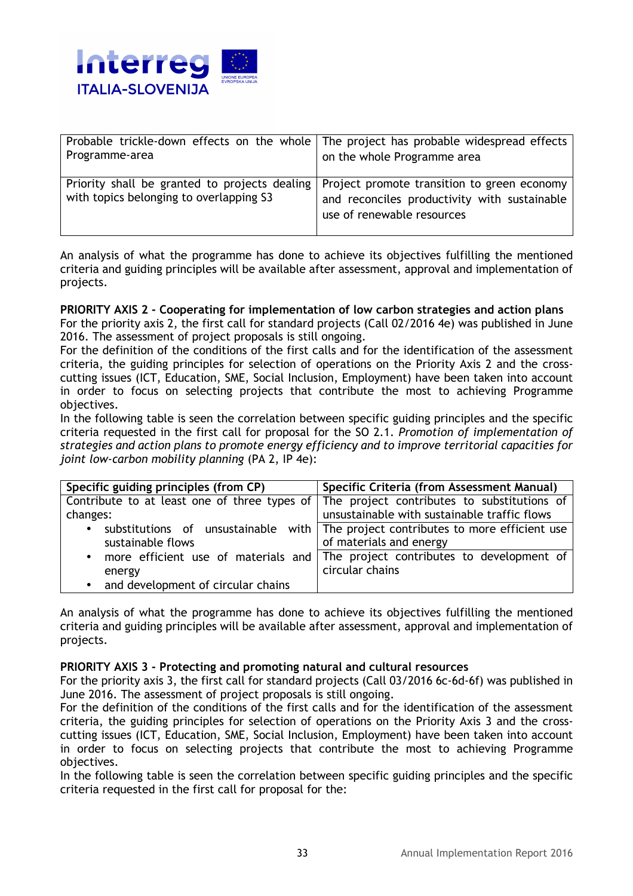| | |
|---|---|
| Probable trickle-down effects on the whole Programme-area | The project has probable widespread effects on the whole Programme area |
| Priority shall be granted to projects dealing with topics belonging to overlapping S3 | Project promote transition to green economy and reconciles productivity with sustainable use of renewable resources |

An analysis of what the programme has done to achieve its objectives fulfilling the mentioned criteria and guiding principles will be available after assessment, approval and implementation of projects.

**PRIORITY AXIS 2 - Cooperating for implementation of low carbon strategies and action plans**

For the priority axis 2, the first call for standard projects (Call 02/2016 4e) was published in June 2016. The assessment of project proposals is still ongoing.

For the definition of the conditions of the first calls and for the identification of the assessment criteria, the guiding principles for selection of operations on the Priority Axis 2 and the cross-cutting issues (ICT, Education, SME, Social Inclusion, Employment) have been taken into account in order to focus on selecting projects that contribute the most to achieving Programme objectives.

In the following table is seen the correlation between specific guiding principles and the specific criteria requested in the first call for proposal for the SO 2.1. *Promotion of implementation of strategies and action plans to promote energy efficiency and to improve territorial capacities for joint low-carbon mobility planning* (PA 2, IP 4e):

| Specific guiding principles (from CP) | Specific Criteria (from Assessment Manual) |
|---|---|
| Contribute to at least one of three types of changes:<br>• substitutions of unsustainable with sustainable flows<br>• more efficient use of materials and energy<br>• and development of circular chains | The project contributes to substitutions of unsustainable with sustainable traffic flows<br>The project contributes to more efficient use of materials and energy<br>The project contributes to development of circular chains |

An analysis of what the programme has done to achieve its objectives fulfilling the mentioned criteria and guiding principles will be available after assessment, approval and implementation of projects.

**PRIORITY AXIS 3 - Protecting and promoting natural and cultural resources**

For the priority axis 3, the first call for standard projects (Call 03/2016 6c-6d-6f) was published in June 2016. The assessment of project proposals is still ongoing.

For the definition of the conditions of the first calls and for the identification of the assessment criteria, the guiding principles for selection of operations on the Priority Axis 3 and the cross-cutting issues (ICT, Education, SME, Social Inclusion, Employment) have been taken into account in order to focus on selecting projects that contribute the most to achieving Programme objectives.

In the following table is seen the correlation between specific guiding principles and the specific criteria requested in the first call for proposal for the: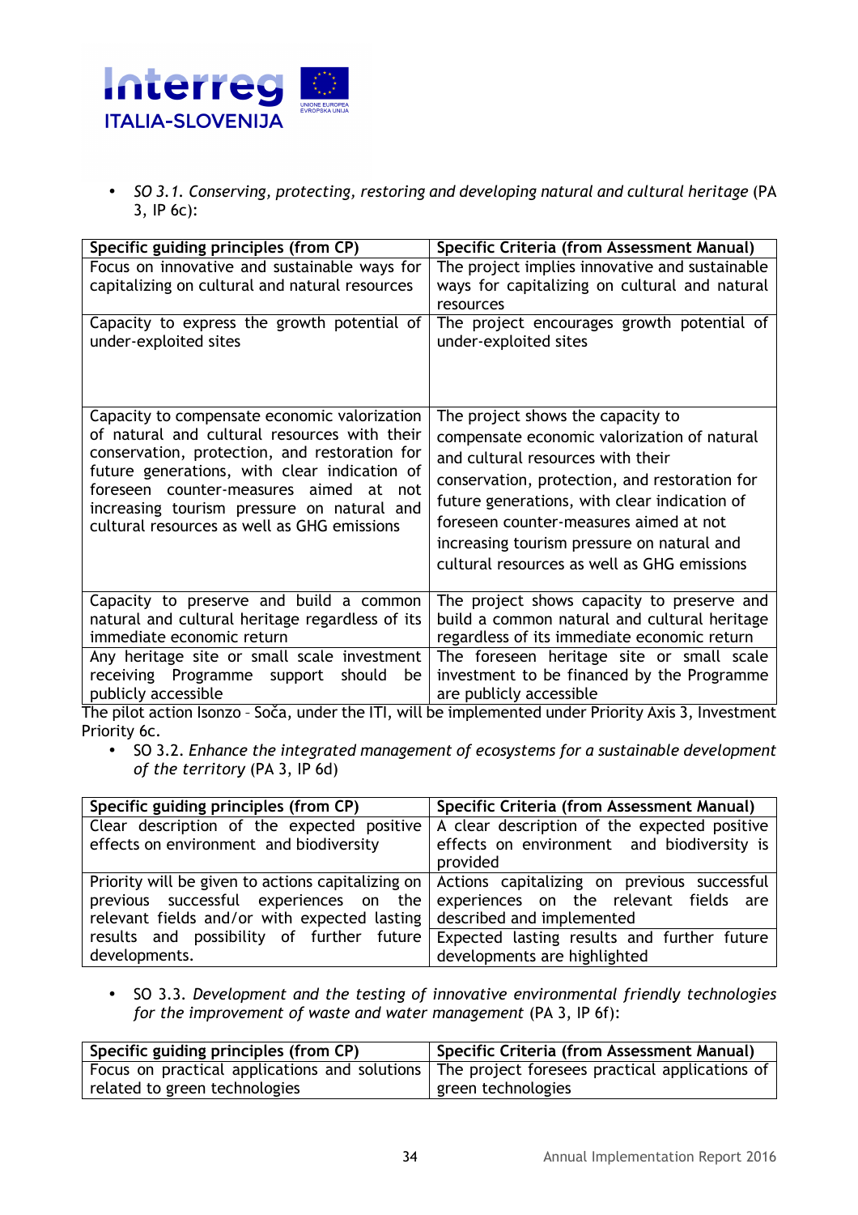- *SO 3.1. Conserving, protecting, restoring and developing natural and cultural heritage* (PA 3, IP 6c):

| Specific guiding principles (from CP) | Specific Criteria (from Assessment Manual) |
|---|---|
| Focus on innovative and sustainable ways for capitalizing on cultural and natural resources | The project implies innovative and sustainable ways for capitalizing on cultural and natural resources |
| Capacity to express the growth potential of under-exploited sites | The project encourages growth potential of under-exploited sites |
| Capacity to compensate economic valorization of natural and cultural resources with their conservation, protection, and restoration for future generations, with clear indication of foreseen counter-measures aimed at not increasing tourism pressure on natural and cultural resources as well as GHG emissions | The project shows the capacity to compensate economic valorization of natural and cultural resources with their conservation, protection, and restoration for future generations, with clear indication of foreseen counter-measures aimed at not increasing tourism pressure on natural and cultural resources as well as GHG emissions |
| Capacity to preserve and build a common natural and cultural heritage regardless of its immediate economic return | The project shows capacity to preserve and build a common natural and cultural heritage regardless of its immediate economic return |
| Any heritage site or small scale investment receiving Programme support should be publicly accessible | The foreseen heritage site or small scale investment to be financed by the Programme are publicly accessible |

The pilot action Isonzo - Soča, under the ITI, will be implemented under Priority Axis 3, Investment Priority 6c.

- SO 3.2. *Enhance the integrated management of ecosystems for a sustainable development of the territory* (PA 3, IP 6d)

| Specific guiding principles (from CP) | Specific Criteria (from Assessment Manual) |
|---|---|
| Clear description of the expected positive effects on environment and biodiversity | A clear description of the expected positive effects on environment and biodiversity is provided |
| Priority will be given to actions capitalizing on previous successful experiences on the relevant fields and/or with expected lasting results and possibility of further future developments. | Actions capitalizing on previous successful experiences on the relevant fields are described and implemented |
| | Expected lasting results and further future developments are highlighted |

- SO 3.3. *Development and the testing of innovative environmental friendly technologies for the improvement of waste and water management* (PA 3, IP 6f):

| Specific guiding principles (from CP) | Specific Criteria (from Assessment Manual) |
|---|---|
| Focus on practical applications and solutions related to green technologies | The project foresees practical applications of green technologies |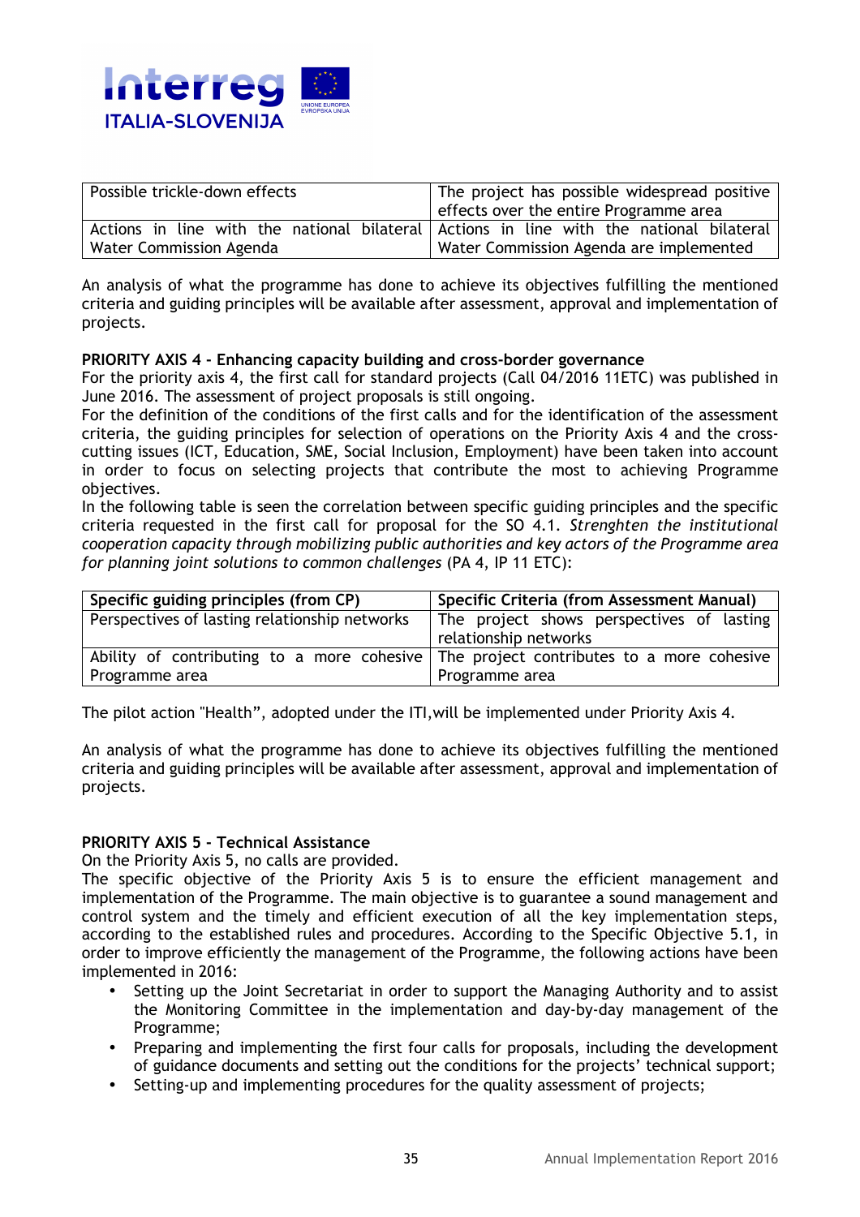| Possible trickle-down effects | The project has possible widespread positive effects over the entire Programme area |
|---|---|
| Actions in line with the national bilateral Water Commission Agenda | Actions in line with the national bilateral Water Commission Agenda are implemented |

An analysis of what the programme has done to achieve its objectives fulfilling the mentioned criteria and guiding principles will be available after assessment, approval and implementation of projects.

**PRIORITY AXIS 4 - Enhancing capacity building and cross-border governance**

For the priority axis 4, the first call for standard projects (Call 04/2016 11ETC) was published in June 2016. The assessment of project proposals is still ongoing.

For the definition of the conditions of the first calls and for the identification of the assessment criteria, the guiding principles for selection of operations on the Priority Axis 4 and the cross-cutting issues (ICT, Education, SME, Social Inclusion, Employment) have been taken into account in order to focus on selecting projects that contribute the most to achieving Programme objectives.

In the following table is seen the correlation between specific guiding principles and the specific criteria requested in the first call for proposal for the SO 4.1. *Strenghten the institutional cooperation capacity through mobilizing public authorities and key actors of the Programme area for planning joint solutions to common challenges* (PA 4, IP 11 ETC):

| Specific guiding principles (from CP) | Specific Criteria (from Assessment Manual) |
|---|---|
| Perspectives of lasting relationship networks | The project shows perspectives of lasting relationship networks |
| Ability of contributing to a more cohesive Programme area | The project contributes to a more cohesive Programme area |

The pilot action "Health", adopted under the ITI,will be implemented under Priority Axis 4.

An analysis of what the programme has done to achieve its objectives fulfilling the mentioned criteria and guiding principles will be available after assessment, approval and implementation of projects.

**PRIORITY AXIS 5 - Technical Assistance**

On the Priority Axis 5, no calls are provided.

The specific objective of the Priority Axis 5 is to ensure the efficient management and implementation of the Programme. The main objective is to guarantee a sound management and control system and the timely and efficient execution of all the key implementation steps, according to the established rules and procedures. According to the Specific Objective 5.1, in order to improve efficiently the management of the Programme, the following actions have been implemented in 2016:

- Setting up the Joint Secretariat in order to support the Managing Authority and to assist the Monitoring Committee in the implementation and day-by-day management of the Programme;
- Preparing and implementing the first four calls for proposals, including the development of guidance documents and setting out the conditions for the projects' technical support;
- Setting-up and implementing procedures for the quality assessment of projects;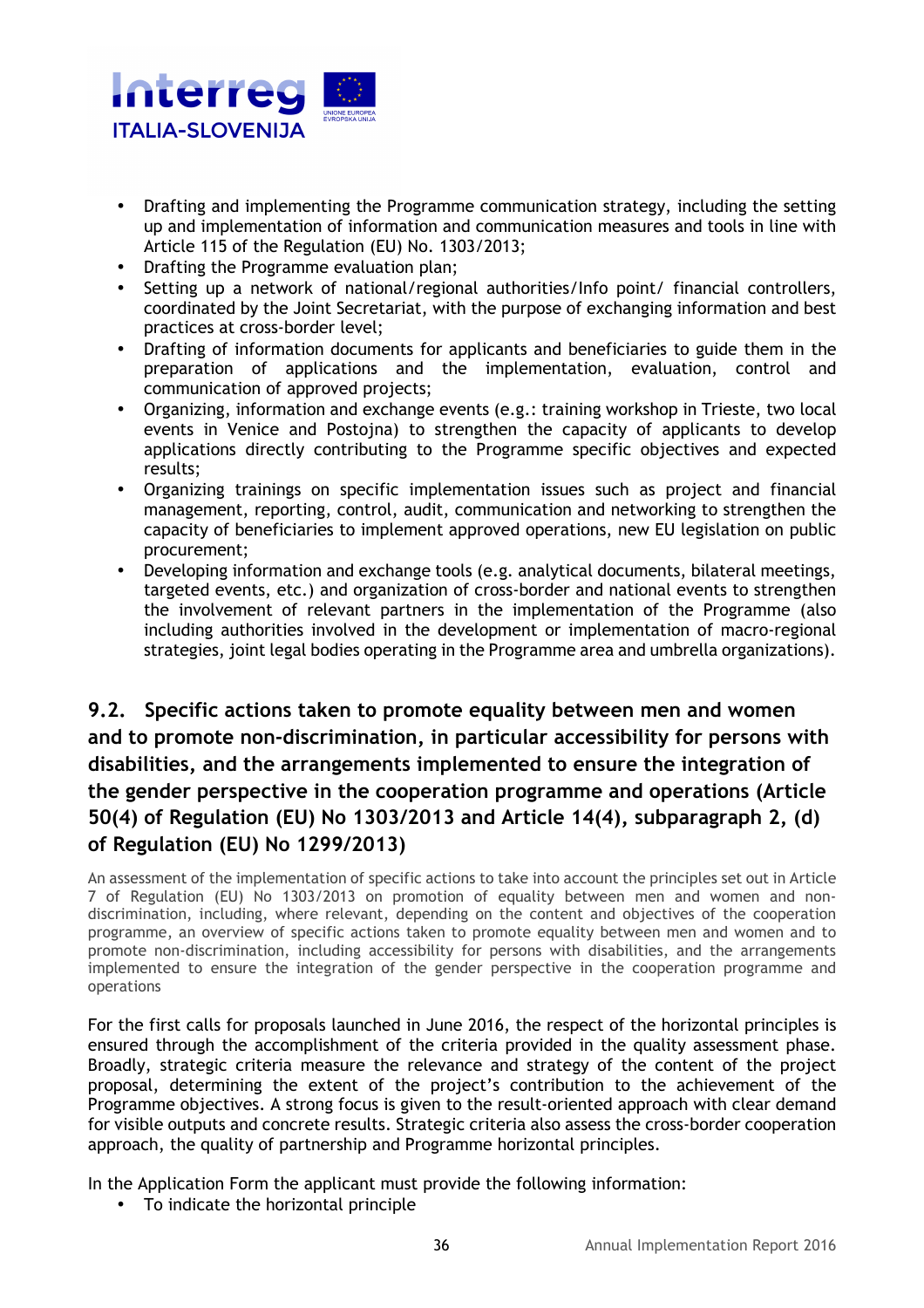- Drafting and implementing the Programme communication strategy, including the setting up and implementation of information and communication measures and tools in line with Article 115 of the Regulation (EU) No. 1303/2013;
- Drafting the Programme evaluation plan;
- Setting up a network of national/regional authorities/Info point/ financial controllers, coordinated by the Joint Secretariat, with the purpose of exchanging information and best practices at cross-border level;
- Drafting of information documents for applicants and beneficiaries to guide them in the preparation of applications and the implementation, evaluation, control and communication of approved projects;
- Organizing, information and exchange events (e.g.: training workshop in Trieste, two local events in Venice and Postojna) to strengthen the capacity of applicants to develop applications directly contributing to the Programme specific objectives and expected results;
- Organizing trainings on specific implementation issues such as project and financial management, reporting, control, audit, communication and networking to strengthen the capacity of beneficiaries to implement approved operations, new EU legislation on public procurement;
- Developing information and exchange tools (e.g. analytical documents, bilateral meetings, targeted events, etc.) and organization of cross-border and national events to strengthen the involvement of relevant partners in the implementation of the Programme (also including authorities involved in the development or implementation of macro-regional strategies, joint legal bodies operating in the Programme area and umbrella organizations).

## 9.2. Specific actions taken to promote equality between men and women and to promote non-discrimination, in particular accessibility for persons with disabilities, and the arrangements implemented to ensure the integration of the gender perspective in the cooperation programme and operations (Article 50(4) of Regulation (EU) No 1303/2013 and Article 14(4), subparagraph 2, (d) of Regulation (EU) No 1299/2013)

An assessment of the implementation of specific actions to take into account the principles set out in Article 7 of Regulation (EU) No 1303/2013 on promotion of equality between men and women and non-discrimination, including, where relevant, depending on the content and objectives of the cooperation programme, an overview of specific actions taken to promote equality between men and women and to promote non-discrimination, including accessibility for persons with disabilities, and the arrangements implemented to ensure the integration of the gender perspective in the cooperation programme and operations

For the first calls for proposals launched in June 2016, the respect of the horizontal principles is ensured through the accomplishment of the criteria provided in the quality assessment phase. Broadly, strategic criteria measure the relevance and strategy of the content of the project proposal, determining the extent of the project's contribution to the achievement of the Programme objectives. A strong focus is given to the result-oriented approach with clear demand for visible outputs and concrete results. Strategic criteria also assess the cross-border cooperation approach, the quality of partnership and Programme horizontal principles.

In the Application Form the applicant must provide the following information:

- To indicate the horizontal principle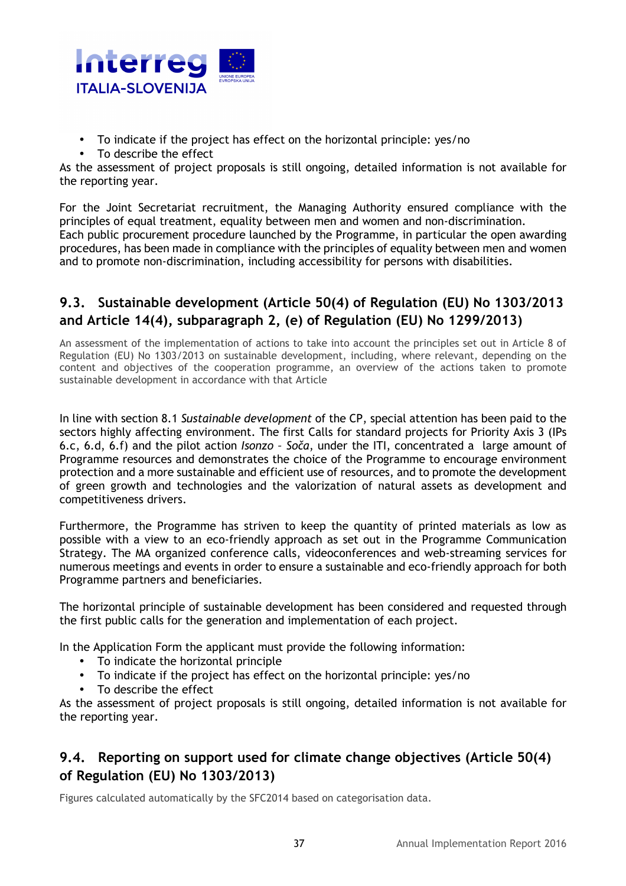- To indicate if the project has effect on the horizontal principle: yes/no
- To describe the effect

As the assessment of project proposals is still ongoing, detailed information is not available for the reporting year.

For the Joint Secretariat recruitment, the Managing Authority ensured compliance with the principles of equal treatment, equality between men and women and non-discrimination.
Each public procurement procedure launched by the Programme, in particular the open awarding procedures, has been made in compliance with the principles of equality between men and women and to promote non-discrimination, including accessibility for persons with disabilities.

## 9.3. Sustainable development (Article 50(4) of Regulation (EU) No 1303/2013 and Article 14(4), subparagraph 2, (e) of Regulation (EU) No 1299/2013)

An assessment of the implementation of actions to take into account the principles set out in Article 8 of Regulation (EU) No 1303/2013 on sustainable development, including, where relevant, depending on the content and objectives of the cooperation programme, an overview of the actions taken to promote sustainable development in accordance with that Article

In line with section 8.1 *Sustainable development* of the CP, special attention has been paid to the sectors highly affecting environment. The first Calls for standard projects for Priority Axis 3 (IPs 6.c, 6.d, 6.f) and the pilot action *Isonzo – Soča*, under the ITI, concentrated a large amount of Programme resources and demonstrates the choice of the Programme to encourage environment protection and a more sustainable and efficient use of resources, and to promote the development of green growth and technologies and the valorization of natural assets as development and competitiveness drivers.

Furthermore, the Programme has striven to keep the quantity of printed materials as low as possible with a view to an eco-friendly approach as set out in the Programme Communication Strategy. The MA organized conference calls, videoconferences and web-streaming services for numerous meetings and events in order to ensure a sustainable and eco-friendly approach for both Programme partners and beneficiaries.

The horizontal principle of sustainable development has been considered and requested through the first public calls for the generation and implementation of each project.

In the Application Form the applicant must provide the following information:

- To indicate the horizontal principle
- To indicate if the project has effect on the horizontal principle: yes/no
- To describe the effect

As the assessment of project proposals is still ongoing, detailed information is not available for the reporting year.

## 9.4. Reporting on support used for climate change objectives (Article 50(4) of Regulation (EU) No 1303/2013)

Figures calculated automatically by the SFC2014 based on categorisation data.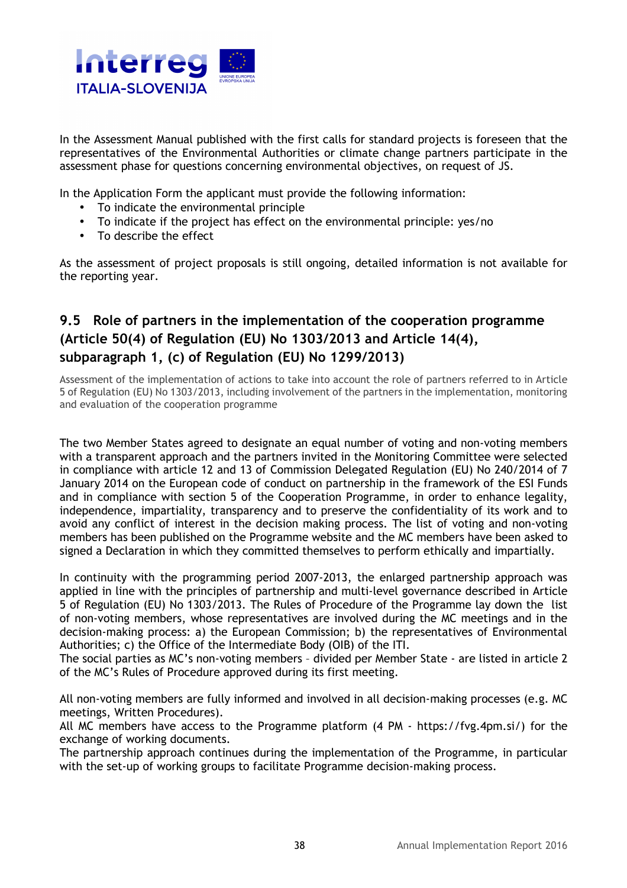In the Assessment Manual published with the first calls for standard projects is foreseen that the representatives of the Environmental Authorities or climate change partners participate in the assessment phase for questions concerning environmental objectives, on request of JS.

In the Application Form the applicant must provide the following information:

- To indicate the environmental principle
- To indicate if the project has effect on the environmental principle: yes/no
- To describe the effect

As the assessment of project proposals is still ongoing, detailed information is not available for the reporting year.

## 9.5 Role of partners in the implementation of the cooperation programme (Article 50(4) of Regulation (EU) No 1303/2013 and Article 14(4), subparagraph 1, (c) of Regulation (EU) No 1299/2013)

Assessment of the implementation of actions to take into account the role of partners referred to in Article 5 of Regulation (EU) No 1303/2013, including involvement of the partners in the implementation, monitoring and evaluation of the cooperation programme

The two Member States agreed to designate an equal number of voting and non-voting members with a transparent approach and the partners invited in the Monitoring Committee were selected in compliance with article 12 and 13 of Commission Delegated Regulation (EU) No 240/2014 of 7 January 2014 on the European code of conduct on partnership in the framework of the ESI Funds and in compliance with section 5 of the Cooperation Programme, in order to enhance legality, independence, impartiality, transparency and to preserve the confidentiality of its work and to avoid any conflict of interest in the decision making process. The list of voting and non-voting members has been published on the Programme website and the MC members have been asked to signed a Declaration in which they committed themselves to perform ethically and impartially.

In continuity with the programming period 2007-2013, the enlarged partnership approach was applied in line with the principles of partnership and multi-level governance described in Article 5 of Regulation (EU) No 1303/2013. The Rules of Procedure of the Programme lay down the list of non-voting members, whose representatives are involved during the MC meetings and in the decision-making process: a) the European Commission; b) the representatives of Environmental Authorities; c) the Office of the Intermediate Body (OIB) of the ITI.
The social parties as MC's non-voting members – divided per Member State - are listed in article 2 of the MC's Rules of Procedure approved during its first meeting.

All non-voting members are fully informed and involved in all decision-making processes (e.g. MC meetings, Written Procedures).
All MC members have access to the Programme platform (4 PM - https://fvg.4pm.si/) for the exchange of working documents.
The partnership approach continues during the implementation of the Programme, in particular with the set-up of working groups to facilitate Programme decision-making process.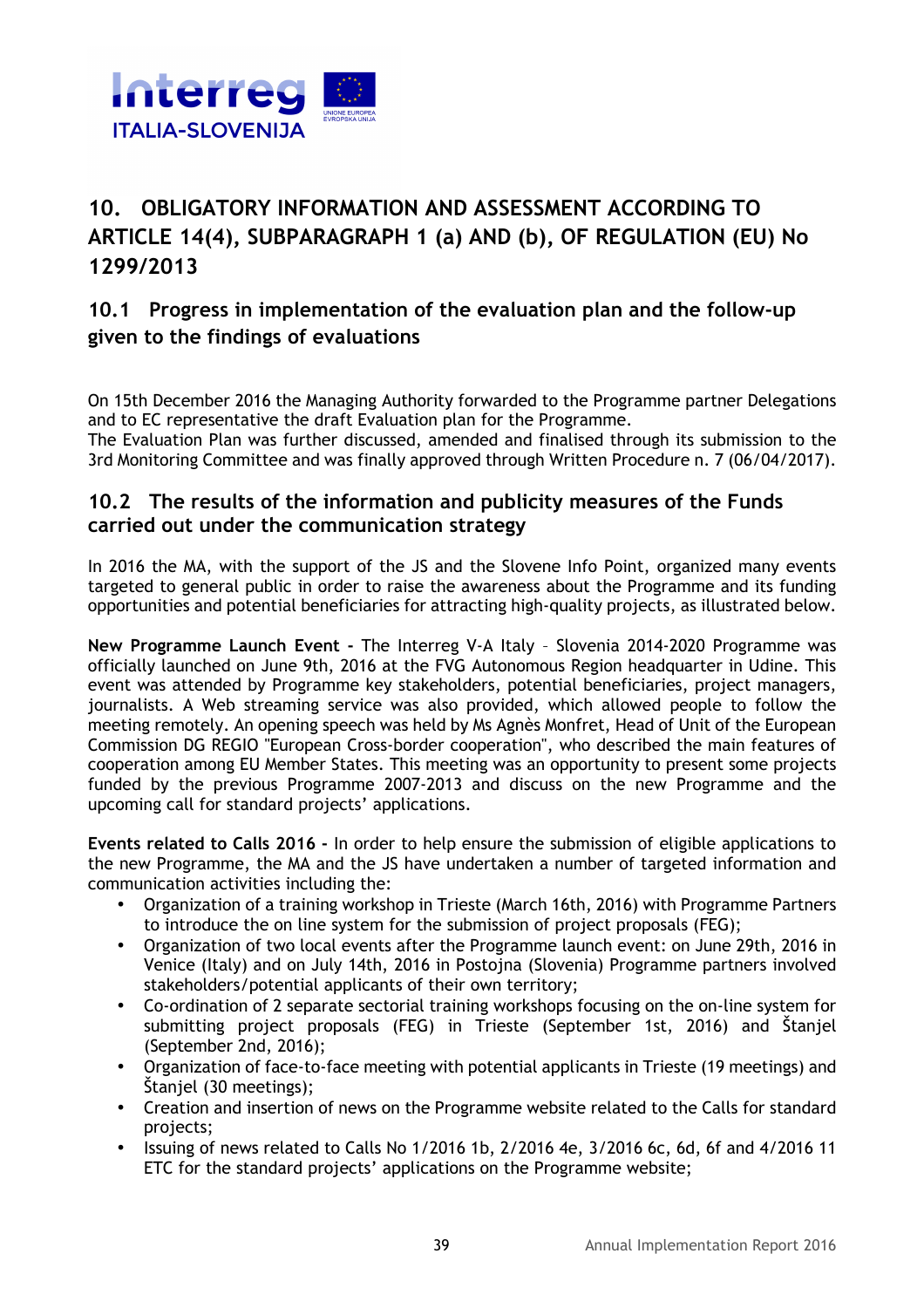## 10. OBLIGATORY INFORMATION AND ASSESSMENT ACCORDING TO ARTICLE 14(4), SUBPARAGRAPH 1 (a) AND (b), OF REGULATION (EU) No 1299/2013

### 10.1 Progress in implementation of the evaluation plan and the follow-up given to the findings of evaluations

On 15th December 2016 the Managing Authority forwarded to the Programme partner Delegations and to EC representative the draft Evaluation plan for the Programme.
The Evaluation Plan was further discussed, amended and finalised through its submission to the 3rd Monitoring Committee and was finally approved through Written Procedure n. 7 (06/04/2017).

### 10.2 The results of the information and publicity measures of the Funds carried out under the communication strategy

In 2016 the MA, with the support of the JS and the Slovene Info Point, organized many events targeted to general public in order to raise the awareness about the Programme and its funding opportunities and potential beneficiaries for attracting high-quality projects, as illustrated below.

**New Programme Launch Event -** The Interreg V-A Italy – Slovenia 2014-2020 Programme was officially launched on June 9th, 2016 at the FVG Autonomous Region headquarter in Udine. This event was attended by Programme key stakeholders, potential beneficiaries, project managers, journalists. A Web streaming service was also provided, which allowed people to follow the meeting remotely. An opening speech was held by Ms Agnès Monfret, Head of Unit of the European Commission DG REGIO "European Cross-border cooperation", who described the main features of cooperation among EU Member States. This meeting was an opportunity to present some projects funded by the previous Programme 2007-2013 and discuss on the new Programme and the upcoming call for standard projects' applications.

**Events related to Calls 2016 -** In order to help ensure the submission of eligible applications to the new Programme, the MA and the JS have undertaken a number of targeted information and communication activities including the:

- Organization of a training workshop in Trieste (March 16th, 2016) with Programme Partners to introduce the on line system for the submission of project proposals (FEG);
- Organization of two local events after the Programme launch event: on June 29th, 2016 in Venice (Italy) and on July 14th, 2016 in Postojna (Slovenia) Programme partners involved stakeholders/potential applicants of their own territory;
- Co-ordination of 2 separate sectorial training workshops focusing on the on-line system for submitting project proposals (FEG) in Trieste (September 1st, 2016) and Štanjel (September 2nd, 2016);
- Organization of face-to-face meeting with potential applicants in Trieste (19 meetings) and Štanjel (30 meetings);
- Creation and insertion of news on the Programme website related to the Calls for standard projects;
- Issuing of news related to Calls No 1/2016 1b, 2/2016 4e, 3/2016 6c, 6d, 6f and 4/2016 11 ETC for the standard projects' applications on the Programme website;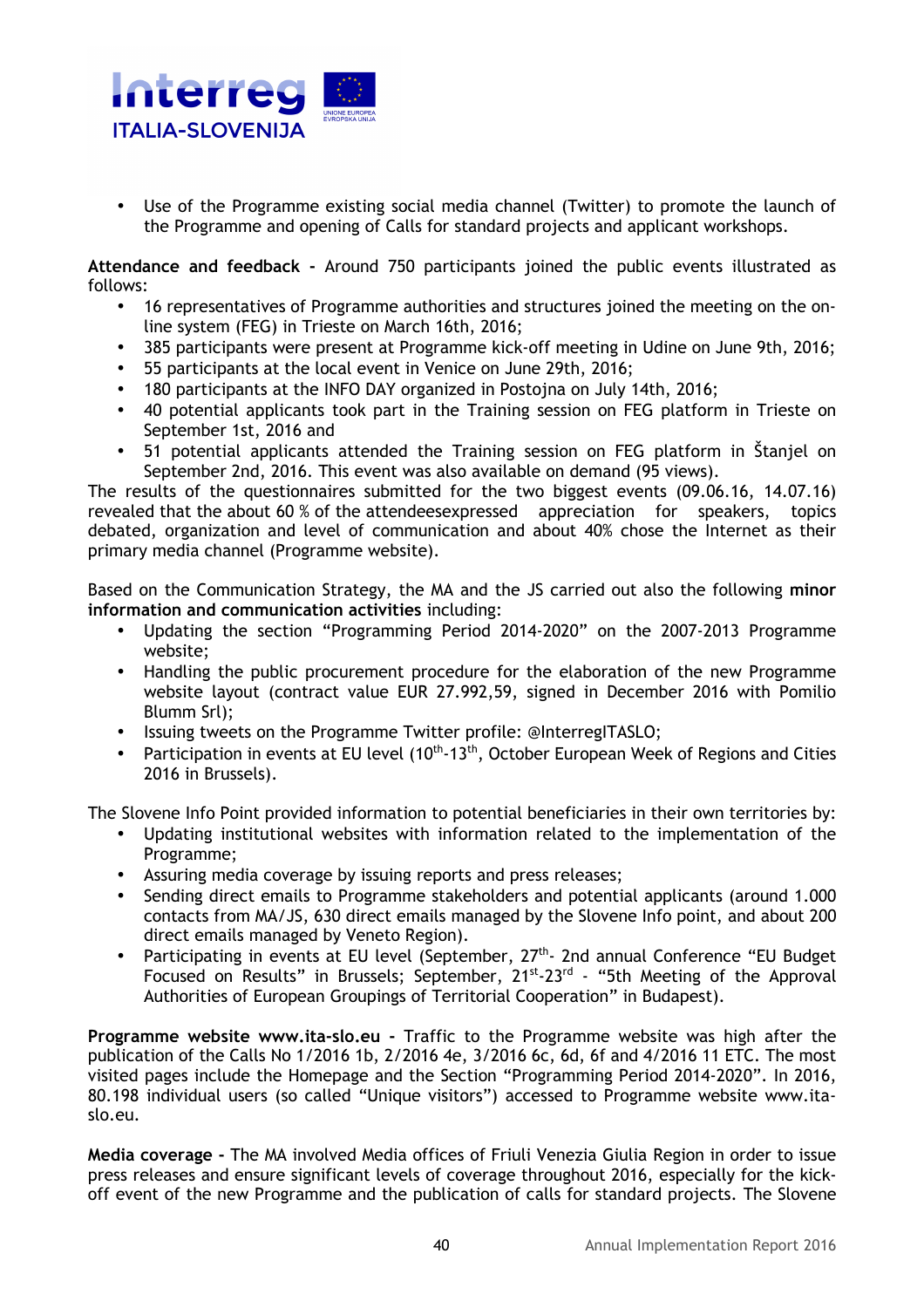- Use of the Programme existing social media channel (Twitter) to promote the launch of the Programme and opening of Calls for standard projects and applicant workshops.

**Attendance and feedback -** Around 750 participants joined the public events illustrated as follows:

- 16 representatives of Programme authorities and structures joined the meeting on the on-line system (FEG) in Trieste on March 16th, 2016;
- 385 participants were present at Programme kick-off meeting in Udine on June 9th, 2016;
- 55 participants at the local event in Venice on June 29th, 2016;
- 180 participants at the INFO DAY organized in Postojna on July 14th, 2016;
- 40 potential applicants took part in the Training session on FEG platform in Trieste on September 1st, 2016 and
- 51 potential applicants attended the Training session on FEG platform in Štanjel on September 2nd, 2016. This event was also available on demand (95 views).

The results of the questionnaires submitted for the two biggest events (09.06.16, 14.07.16) revealed that the about 60 % of the attendeesexpressed appreciation for speakers, topics debated, organization and level of communication and about 40% chose the Internet as their primary media channel (Programme website).

Based on the Communication Strategy, the MA and the JS carried out also the following **minor information and communication activities** including:

- Updating the section "Programming Period 2014-2020" on the 2007-2013 Programme website;
- Handling the public procurement procedure for the elaboration of the new Programme website layout (contract value EUR 27.992,59, signed in December 2016 with Pomilio Blumm Srl);
- Issuing tweets on the Programme Twitter profile: @InterregITASLO;
- Participation in events at EU level (10th-13th, October European Week of Regions and Cities 2016 in Brussels).

The Slovene Info Point provided information to potential beneficiaries in their own territories by:

- Updating institutional websites with information related to the implementation of the Programme;
- Assuring media coverage by issuing reports and press releases;
- Sending direct emails to Programme stakeholders and potential applicants (around 1.000 contacts from MA/JS, 630 direct emails managed by the Slovene Info point, and about 200 direct emails managed by Veneto Region).
- Participating in events at EU level (September, 27th- 2nd annual Conference "EU Budget Focused on Results" in Brussels; September, 21st-23rd - "5th Meeting of the Approval Authorities of European Groupings of Territorial Cooperation" in Budapest).

**Programme website www.ita-slo.eu -** Traffic to the Programme website was high after the publication of the Calls No 1/2016 1b, 2/2016 4e, 3/2016 6c, 6d, 6f and 4/2016 11 ETC. The most visited pages include the Homepage and the Section "Programming Period 2014-2020". In 2016, 80.198 individual users (so called "Unique visitors") accessed to Programme website www.ita-slo.eu.

**Media coverage -** The MA involved Media offices of Friuli Venezia Giulia Region in order to issue press releases and ensure significant levels of coverage throughout 2016, especially for the kick-off event of the new Programme and the publication of calls for standard projects. The Slovene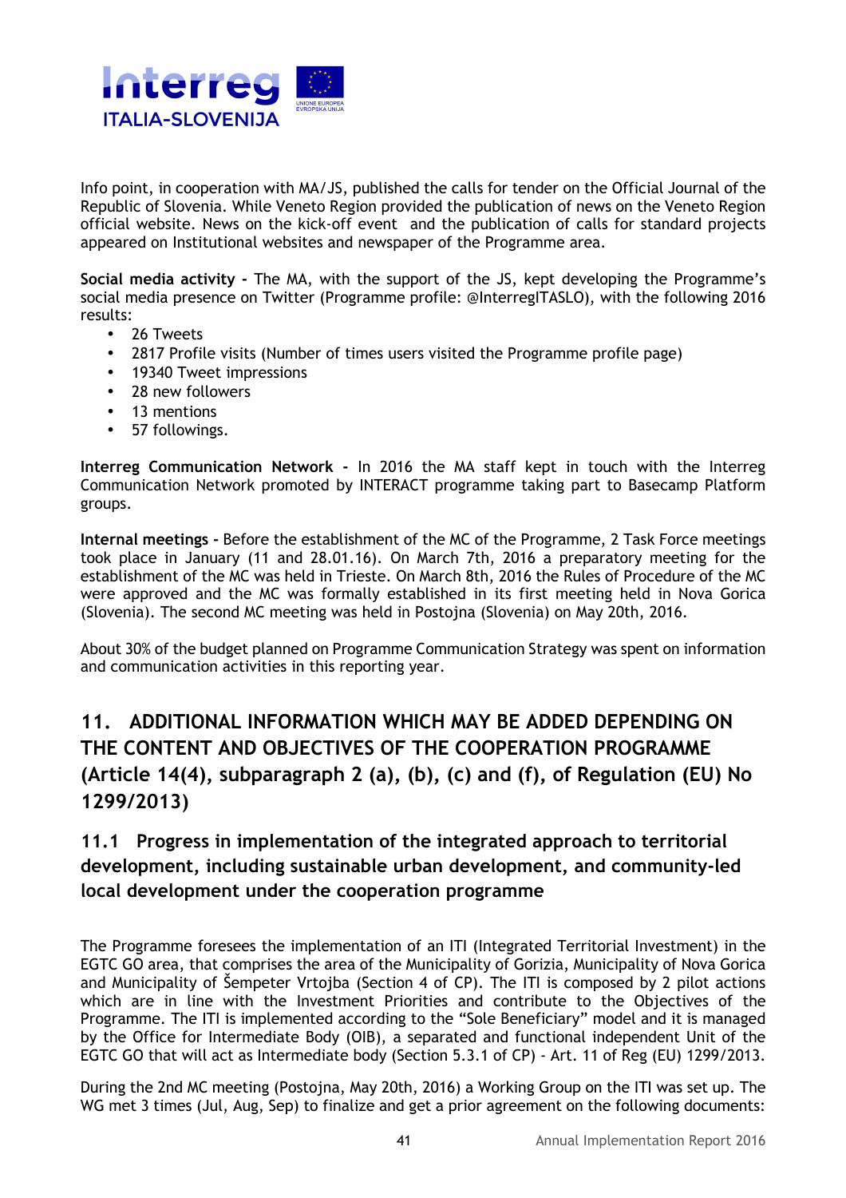Info point, in cooperation with MA/JS, published the calls for tender on the Official Journal of the Republic of Slovenia. While Veneto Region provided the publication of news on the Veneto Region official website. News on the kick-off event and the publication of calls for standard projects appeared on Institutional websites and newspaper of the Programme area.

**Social media activity -** The MA, with the support of the JS, kept developing the Programme's social media presence on Twitter (Programme profile: @InterregITASLO), with the following 2016 results:

- 26 Tweets
- 2817 Profile visits (Number of times users visited the Programme profile page)
- 19340 Tweet impressions
- 28 new followers
- 13 mentions
- 57 followings.

**Interreg Communication Network -** In 2016 the MA staff kept in touch with the Interreg Communication Network promoted by INTERACT programme taking part to Basecamp Platform groups.

**Internal meetings -** Before the establishment of the MC of the Programme, 2 Task Force meetings took place in January (11 and 28.01.16). On March 7th, 2016 a preparatory meeting for the establishment of the MC was held in Trieste. On March 8th, 2016 the Rules of Procedure of the MC were approved and the MC was formally established in its first meeting held in Nova Gorica (Slovenia). The second MC meeting was held in Postojna (Slovenia) on May 20th, 2016.

About 30% of the budget planned on Programme Communication Strategy was spent on information and communication activities in this reporting year.

# 11. ADDITIONAL INFORMATION WHICH MAY BE ADDED DEPENDING ON THE CONTENT AND OBJECTIVES OF THE COOPERATION PROGRAMME (Article 14(4), subparagraph 2 (a), (b), (c) and (f), of Regulation (EU) No 1299/2013)

## 11.1 Progress in implementation of the integrated approach to territorial development, including sustainable urban development, and community-led local development under the cooperation programme

The Programme foresees the implementation of an ITI (Integrated Territorial Investment) in the EGTC GO area, that comprises the area of the Municipality of Gorizia, Municipality of Nova Gorica and Municipality of Šempeter Vrtojba (Section 4 of CP). The ITI is composed by 2 pilot actions which are in line with the Investment Priorities and contribute to the Objectives of the Programme. The ITI is implemented according to the "Sole Beneficiary" model and it is managed by the Office for Intermediate Body (OIB), a separated and functional independent Unit of the EGTC GO that will act as Intermediate body (Section 5.3.1 of CP) - Art. 11 of Reg (EU) 1299/2013.

During the 2nd MC meeting (Postojna, May 20th, 2016) a Working Group on the ITI was set up. The WG met 3 times (Jul, Aug, Sep) to finalize and get a prior agreement on the following documents: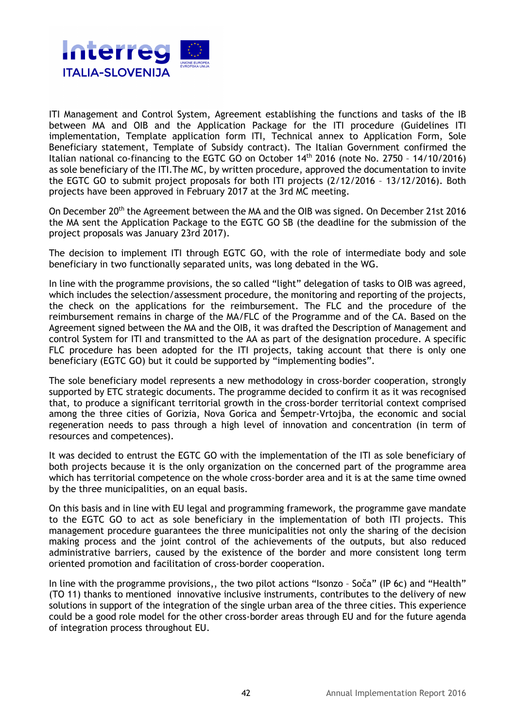ITI Management and Control System, Agreement establishing the functions and tasks of the IB between MA and OIB and the Application Package for the ITI procedure (Guidelines ITI implementation, Template application form ITI, Technical annex to Application Form, Sole Beneficiary statement, Template of Subsidy contract). The Italian Government confirmed the Italian national co-financing to the EGTC GO on October 14th 2016 (note No. 2750 – 14/10/2016) as sole beneficiary of the ITI.The MC, by written procedure, approved the documentation to invite the EGTC GO to submit project proposals for both ITI projects (2/12/2016 – 13/12/2016). Both projects have been approved in February 2017 at the 3rd MC meeting.

On December 20th the Agreement between the MA and the OIB was signed. On December 21st 2016 the MA sent the Application Package to the EGTC GO SB (the deadline for the submission of the project proposals was January 23rd 2017).

The decision to implement ITI through EGTC GO, with the role of intermediate body and sole beneficiary in two functionally separated units, was long debated in the WG.

In line with the programme provisions, the so called "light" delegation of tasks to OIB was agreed, which includes the selection/assessment procedure, the monitoring and reporting of the projects, the check on the applications for the reimbursement. The FLC and the procedure of the reimbursement remains in charge of the MA/FLC of the Programme and of the CA. Based on the Agreement signed between the MA and the OIB, it was drafted the Description of Management and control System for ITI and transmitted to the AA as part of the designation procedure. A specific FLC procedure has been adopted for the ITI projects, taking account that there is only one beneficiary (EGTC GO) but it could be supported by "implementing bodies".

The sole beneficiary model represents a new methodology in cross-border cooperation, strongly supported by ETC strategic documents. The programme decided to confirm it as it was recognised that, to produce a significant territorial growth in the cross-border territorial context comprised among the three cities of Gorizia, Nova Gorica and Šempetr-Vrtojba, the economic and social regeneration needs to pass through a high level of innovation and concentration (in term of resources and competences).

It was decided to entrust the EGTC GO with the implementation of the ITI as sole beneficiary of both projects because it is the only organization on the concerned part of the programme area which has territorial competence on the whole cross-border area and it is at the same time owned by the three municipalities, on an equal basis.

On this basis and in line with EU legal and programming framework, the programme gave mandate to the EGTC GO to act as sole beneficiary in the implementation of both ITI projects. This management procedure guarantees the three municipalities not only the sharing of the decision making process and the joint control of the achievements of the outputs, but also reduced administrative barriers, caused by the existence of the border and more consistent long term oriented promotion and facilitation of cross-border cooperation.

In line with the programme provisions,, the two pilot actions "Isonzo – Soča" (IP 6c) and "Health" (TO 11) thanks to mentioned innovative inclusive instruments, contributes to the delivery of new solutions in support of the integration of the single urban area of the three cities. This experience could be a good role model for the other cross-border areas through EU and for the future agenda of integration process throughout EU.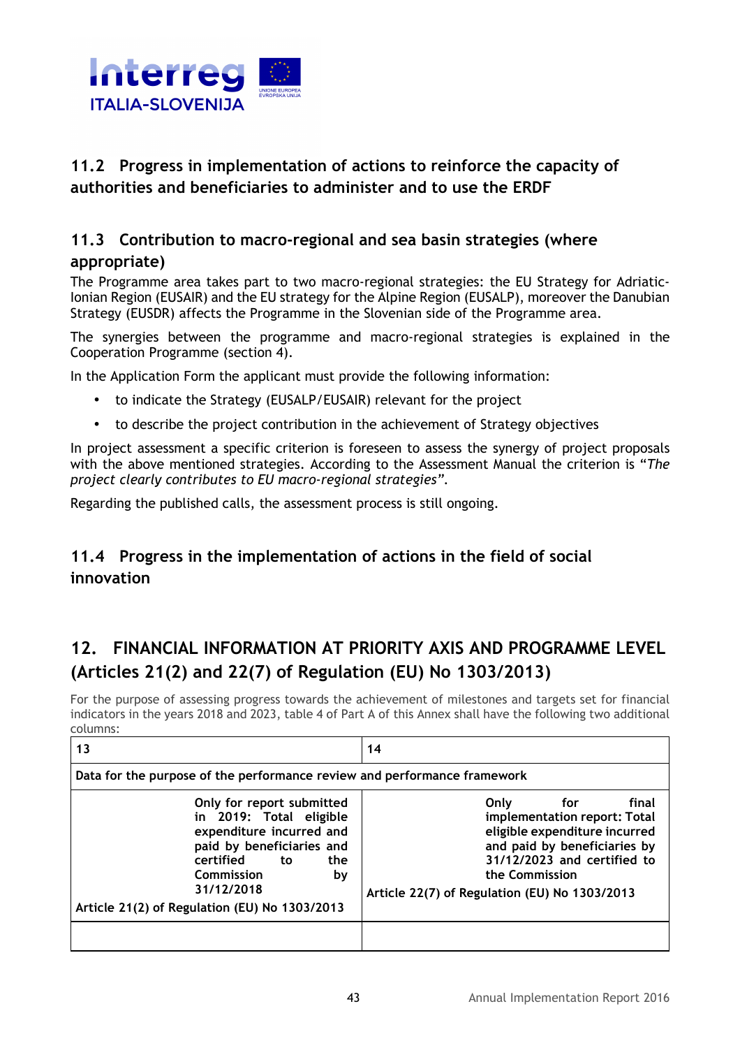## 11.2 Progress in implementation of actions to reinforce the capacity of authorities and beneficiaries to administer and to use the ERDF

## 11.3 Contribution to macro-regional and sea basin strategies (where appropriate)

The Programme area takes part to two macro-regional strategies: the EU Strategy for Adriatic-Ionian Region (EUSAIR) and the EU strategy for the Alpine Region (EUSALP), moreover the Danubian Strategy (EUSDR) affects the Programme in the Slovenian side of the Programme area.

The synergies between the programme and macro-regional strategies is explained in the Cooperation Programme (section 4).

In the Application Form the applicant must provide the following information:

- to indicate the Strategy (EUSALP/EUSAIR) relevant for the project
- to describe the project contribution in the achievement of Strategy objectives

In project assessment a specific criterion is foreseen to assess the synergy of project proposals with the above mentioned strategies. According to the Assessment Manual the criterion is "*The project clearly contributes to EU macro-regional strategies*".

Regarding the published calls, the assessment process is still ongoing.

## 11.4 Progress in the implementation of actions in the field of social innovation

# 12. FINANCIAL INFORMATION AT PRIORITY AXIS AND PROGRAMME LEVEL (Articles 21(2) and 22(7) of Regulation (EU) No 1303/2013)

For the purpose of assessing progress towards the achievement of milestones and targets set for financial indicators in the years 2018 and 2023, table 4 of Part A of this Annex shall have the following two additional columns:

| 13 | 14 |
|---|---|
| **Data for the purpose of the performance review and performance framework** | |
| **Only for report submitted in 2019: Total eligible expenditure incurred and paid by beneficiaries and certified to the Commission by 31/12/2018**<br>**Article 21(2) of Regulation (EU) No 1303/2013** | **Only for final implementation report: Total eligible expenditure incurred and paid by beneficiaries by 31/12/2023 and certified to the Commission**<br>**Article 22(7) of Regulation (EU) No 1303/2013** |
| | |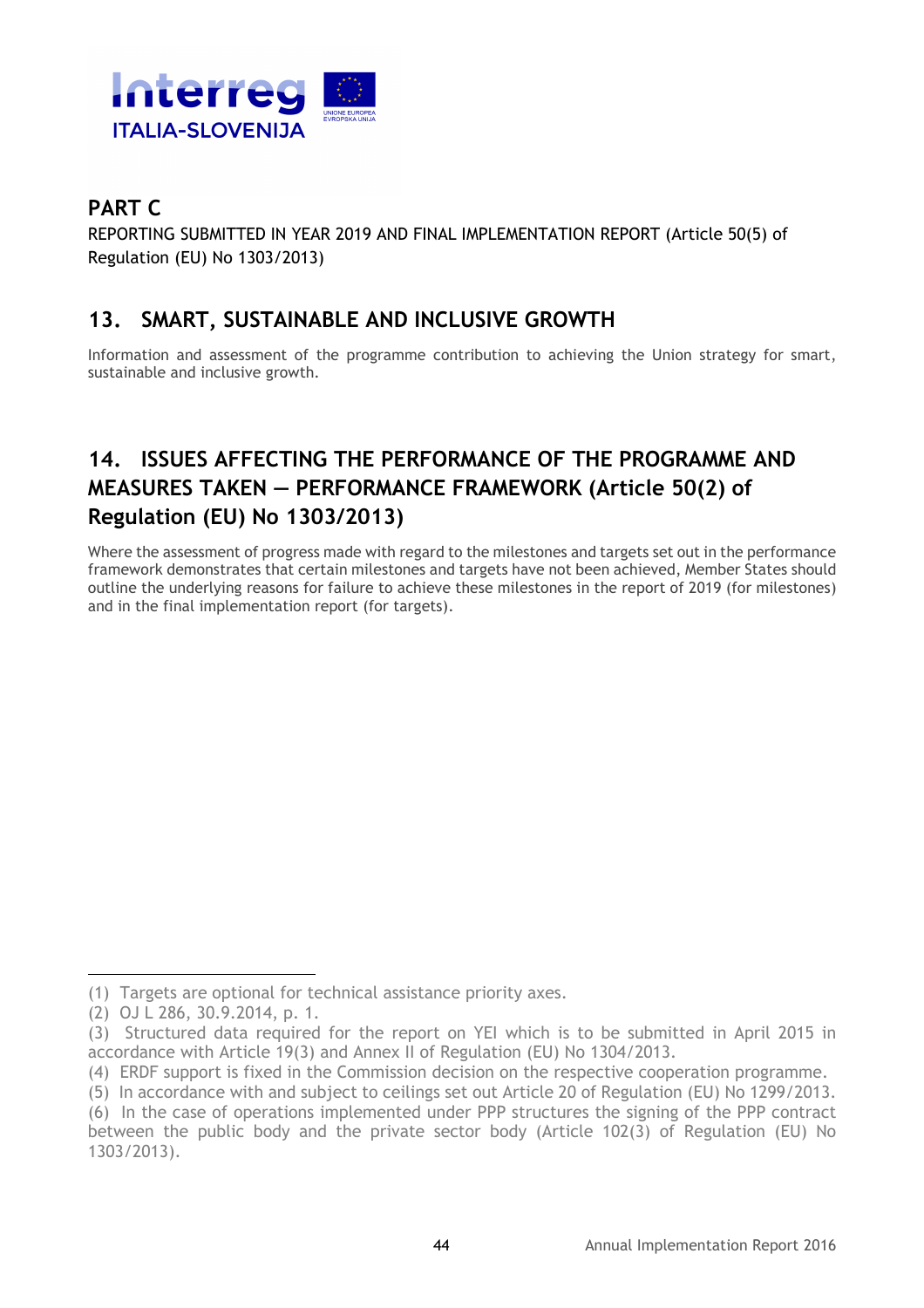## PART C

REPORTING SUBMITTED IN YEAR 2019 AND FINAL IMPLEMENTATION REPORT (Article 50(5) of Regulation (EU) No 1303/2013)

## 13. SMART, SUSTAINABLE AND INCLUSIVE GROWTH

Information and assessment of the programme contribution to achieving the Union strategy for smart, sustainable and inclusive growth.

## 14. ISSUES AFFECTING THE PERFORMANCE OF THE PROGRAMME AND MEASURES TAKEN — PERFORMANCE FRAMEWORK (Article 50(2) of Regulation (EU) No 1303/2013)

Where the assessment of progress made with regard to the milestones and targets set out in the performance framework demonstrates that certain milestones and targets have not been achieved, Member States should outline the underlying reasons for failure to achieve these milestones in the report of 2019 (for milestones) and in the final implementation report (for targets).

---

(1) Targets are optional for technical assistance priority axes.

(2) OJ L 286, 30.9.2014, p. 1.

(3) Structured data required for the report on YEI which is to be submitted in April 2015 in accordance with Article 19(3) and Annex II of Regulation (EU) No 1304/2013.

(4) ERDF support is fixed in the Commission decision on the respective cooperation programme.

(5) In accordance with and subject to ceilings set out Article 20 of Regulation (EU) No 1299/2013.

(6) In the case of operations implemented under PPP structures the signing of the PPP contract between the public body and the private sector body (Article 102(3) of Regulation (EU) No 1303/2013).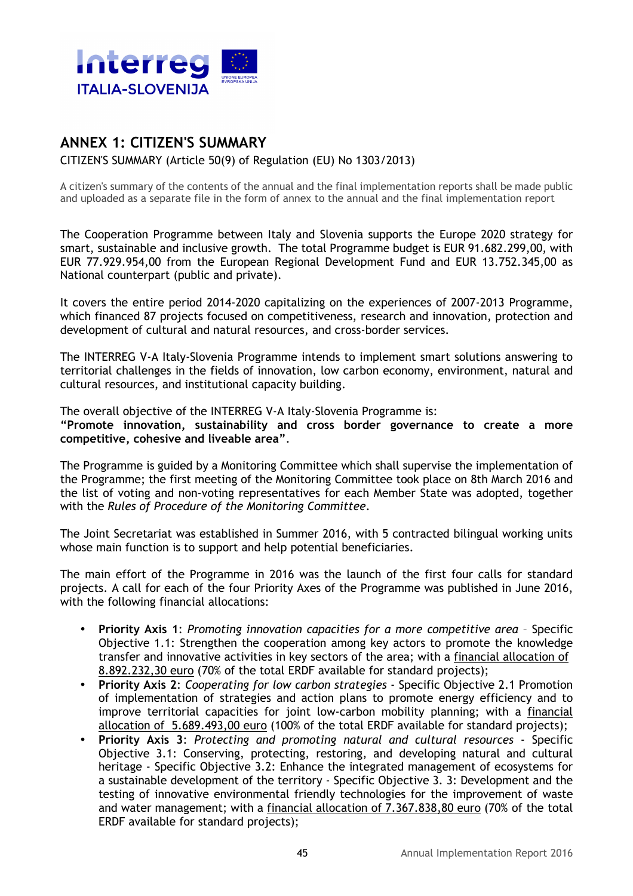## ANNEX 1: CITIZEN'S SUMMARY

CITIZEN'S SUMMARY (Article 50(9) of Regulation (EU) No 1303/2013)

A citizen's summary of the contents of the annual and the final implementation reports shall be made public and uploaded as a separate file in the form of annex to the annual and the final implementation report

The Cooperation Programme between Italy and Slovenia supports the Europe 2020 strategy for smart, sustainable and inclusive growth. The total Programme budget is EUR 91.682.299,00, with EUR 77.929.954,00 from the European Regional Development Fund and EUR 13.752.345,00 as National counterpart (public and private).

It covers the entire period 2014-2020 capitalizing on the experiences of 2007-2013 Programme, which financed 87 projects focused on competitiveness, research and innovation, protection and development of cultural and natural resources, and cross-border services.

The INTERREG V-A Italy-Slovenia Programme intends to implement smart solutions answering to territorial challenges in the fields of innovation, low carbon economy, environment, natural and cultural resources, and institutional capacity building.

The overall objective of the INTERREG V-A Italy-Slovenia Programme is:
**"Promote innovation, sustainability and cross border governance to create a more competitive, cohesive and liveable area".**

The Programme is guided by a Monitoring Committee which shall supervise the implementation of the Programme; the first meeting of the Monitoring Committee took place on 8th March 2016 and the list of voting and non-voting representatives for each Member State was adopted, together with the *Rules of Procedure of the Monitoring Committee*.

The Joint Secretariat was established in Summer 2016, with 5 contracted bilingual working units whose main function is to support and help potential beneficiaries.

The main effort of the Programme in 2016 was the launch of the first four calls for standard projects. A call for each of the four Priority Axes of the Programme was published in June 2016, with the following financial allocations:

- **Priority Axis 1**: *Promoting innovation capacities for a more competitive area* – Specific Objective 1.1: Strengthen the cooperation among key actors to promote the knowledge transfer and innovative activities in key sectors of the area; with a financial allocation of 8.892.232,30 euro (70% of the total ERDF available for standard projects);
- **Priority Axis 2**: *Cooperating for low carbon strategies* - Specific Objective 2.1 Promotion of implementation of strategies and action plans to promote energy efficiency and to improve territorial capacities for joint low-carbon mobility planning; with a financial allocation of 5.689.493,00 euro (100% of the total ERDF available for standard projects);
- **Priority Axis 3**: *Protecting and promoting natural and cultural resources* - Specific Objective 3.1: Conserving, protecting, restoring, and developing natural and cultural heritage - Specific Objective 3.2: Enhance the integrated management of ecosystems for a sustainable development of the territory - Specific Objective 3. 3: Development and the testing of innovative environmental friendly technologies for the improvement of waste and water management; with a financial allocation of 7.367.838,80 euro (70% of the total ERDF available for standard projects);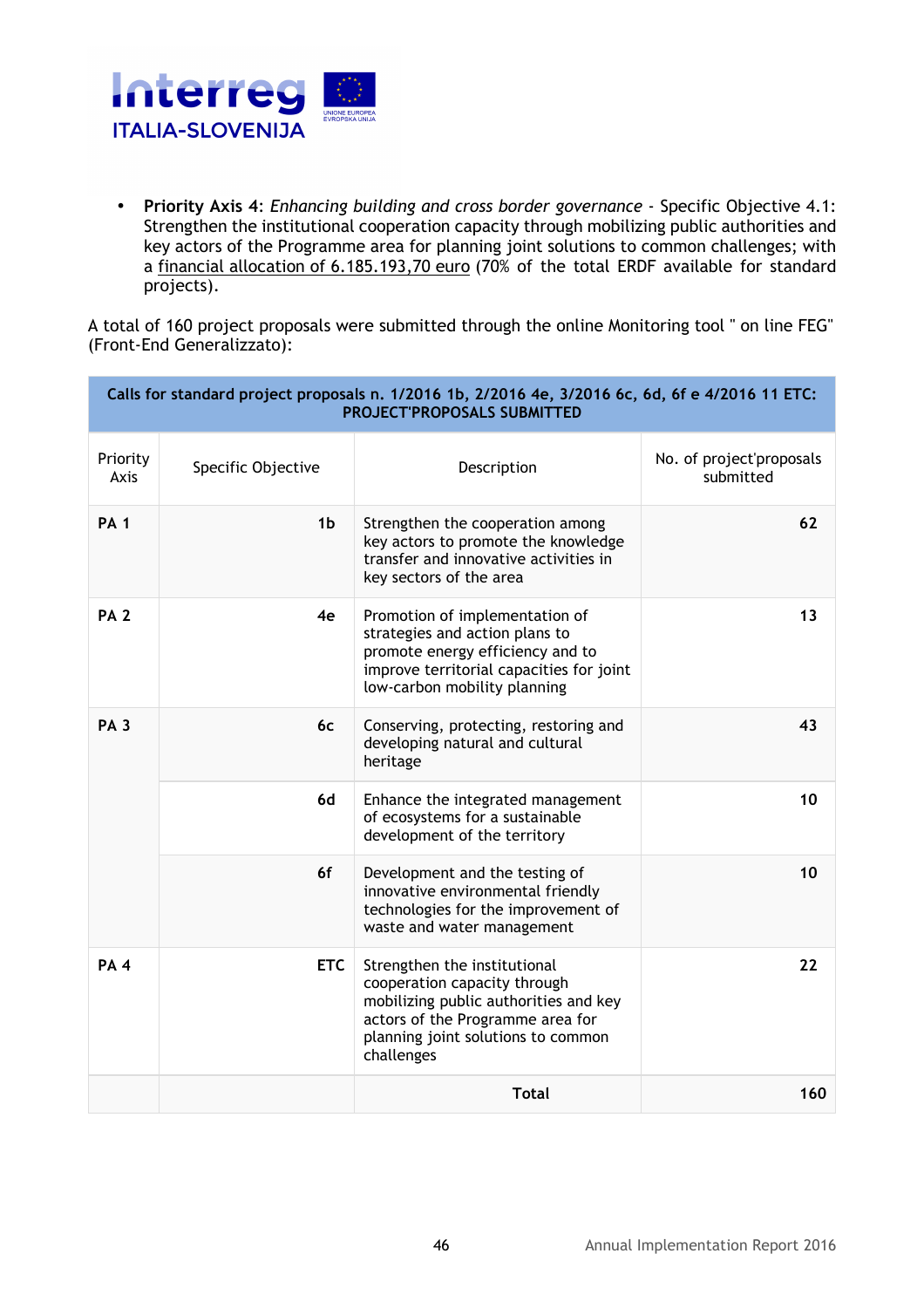- **Priority Axis 4**: *Enhancing building and cross border governance* - Specific Objective 4.1: Strengthen the institutional cooperation capacity through mobilizing public authorities and key actors of the Programme area for planning joint solutions to common challenges; with a financial allocation of 6.185.193,70 euro (70% of the total ERDF available for standard projects).

A total of 160 project proposals were submitted through the online Monitoring tool " on line FEG" (Front-End Generalizzato):

| **Calls for standard project proposals n. 1/2016 1b, 2/2016 4e, 3/2016 6c, 6d, 6f e 4/2016 11 ETC: PROJECT'PROPOSALS SUBMITTED** | | | |
|---|---|---|---|
| Priority Axis | Specific Objective | Description | No. of project'proposals submitted |
| **PA 1** | **1b** | Strengthen the cooperation among key actors to promote the knowledge transfer and innovative activities in key sectors of the area | **62** |
| **PA 2** | **4e** | Promotion of implementation of strategies and action plans to promote energy efficiency and to improve territorial capacities for joint low-carbon mobility planning | **13** |
| **PA 3** | **6c** | Conserving, protecting, restoring and developing natural and cultural heritage | **43** |
| | **6d** | Enhance the integrated management of ecosystems for a sustainable development of the territory | **10** |
| | **6f** | Development and the testing of innovative environmental friendly technologies for the improvement of waste and water management | **10** |
| **PA 4** | **ETC** | Strengthen the institutional cooperation capacity through mobilizing public authorities and key actors of the Programme area for planning joint solutions to common challenges | **22** |
| | | **Total** | **160** |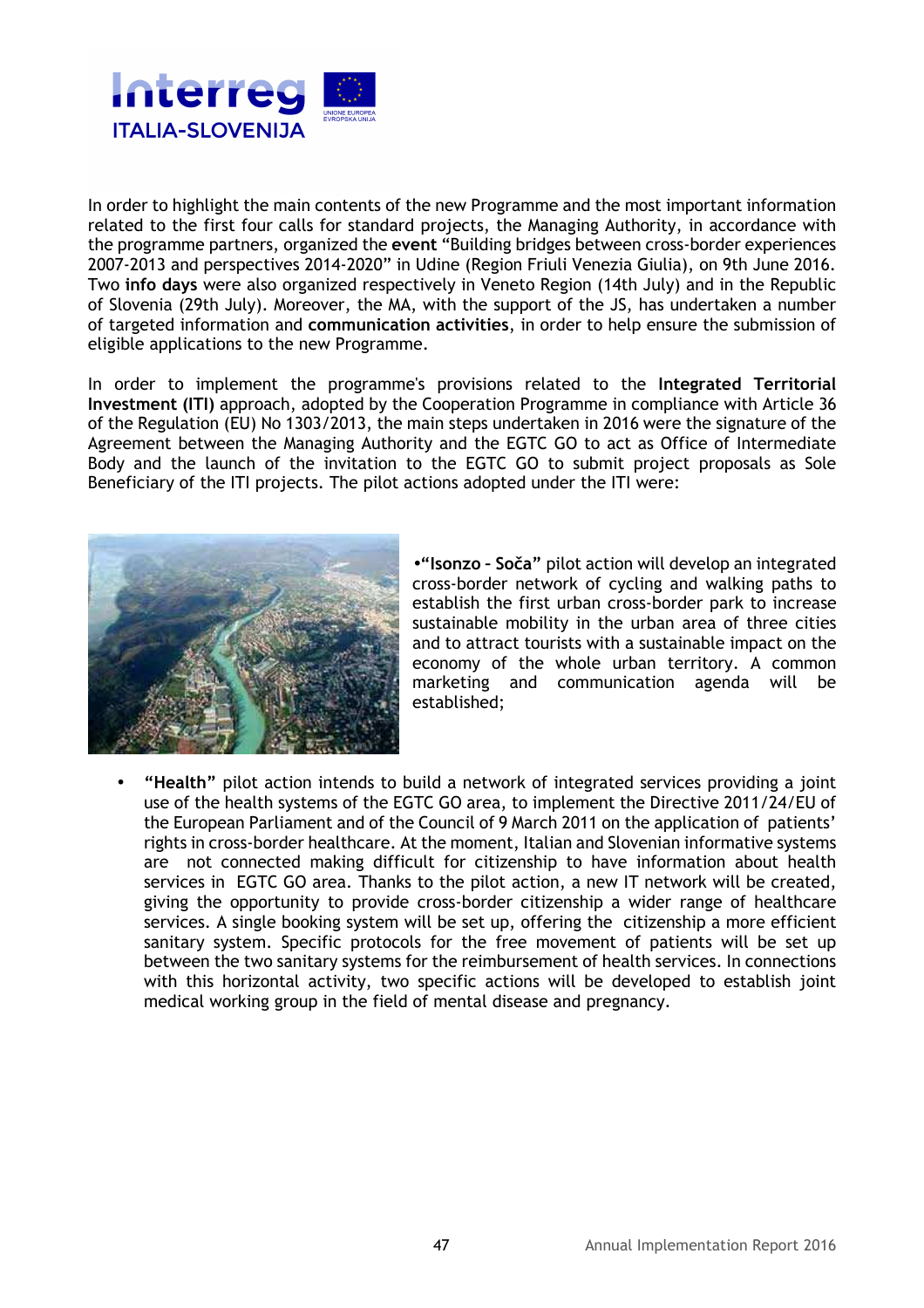In order to highlight the main contents of the new Programme and the most important information related to the first four calls for standard projects, the Managing Authority, in accordance with the programme partners, organized the **event** "Building bridges between cross-border experiences 2007-2013 and perspectives 2014-2020" in Udine (Region Friuli Venezia Giulia), on 9th June 2016. Two **info days** were also organized respectively in Veneto Region (14th July) and in the Republic of Slovenia (29th July). Moreover, the MA, with the support of the JS, has undertaken a number of targeted information and **communication activities**, in order to help ensure the submission of eligible applications to the new Programme.

In order to implement the programme's provisions related to the **Integrated Territorial Investment (ITI)** approach, adopted by the Cooperation Programme in compliance with Article 36 of the Regulation (EU) No 1303/2013, the main steps undertaken in 2016 were the signature of the Agreement between the Managing Authority and the EGTC GO to act as Office of Intermediate Body and the launch of the invitation to the EGTC GO to submit project proposals as Sole Beneficiary of the ITI projects. The pilot actions adopted under the ITI were:

- **"Isonzo – Soča"** pilot action will develop an integrated cross-border network of cycling and walking paths to establish the first urban cross-border park to increase sustainable mobility in the urban area of three cities and to attract tourists with a sustainable impact on the economy of the whole urban territory. A common marketing and communication agenda will be established;

- **"Health"** pilot action intends to build a network of integrated services providing a joint use of the health systems of the EGTC GO area, to implement the Directive 2011/24/EU of the European Parliament and of the Council of 9 March 2011 on the application of patients' rights in cross-border healthcare. At the moment, Italian and Slovenian informative systems are not connected making difficult for citizenship to have information about health services in EGTC GO area. Thanks to the pilot action, a new IT network will be created, giving the opportunity to provide cross-border citizenship a wider range of healthcare services. A single booking system will be set up, offering the citizenship a more efficient sanitary system. Specific protocols for the free movement of patients will be set up between the two sanitary systems for the reimbursement of health services. In connections with this horizontal activity, two specific actions will be developed to establish joint medical working group in the field of mental disease and pregnancy.